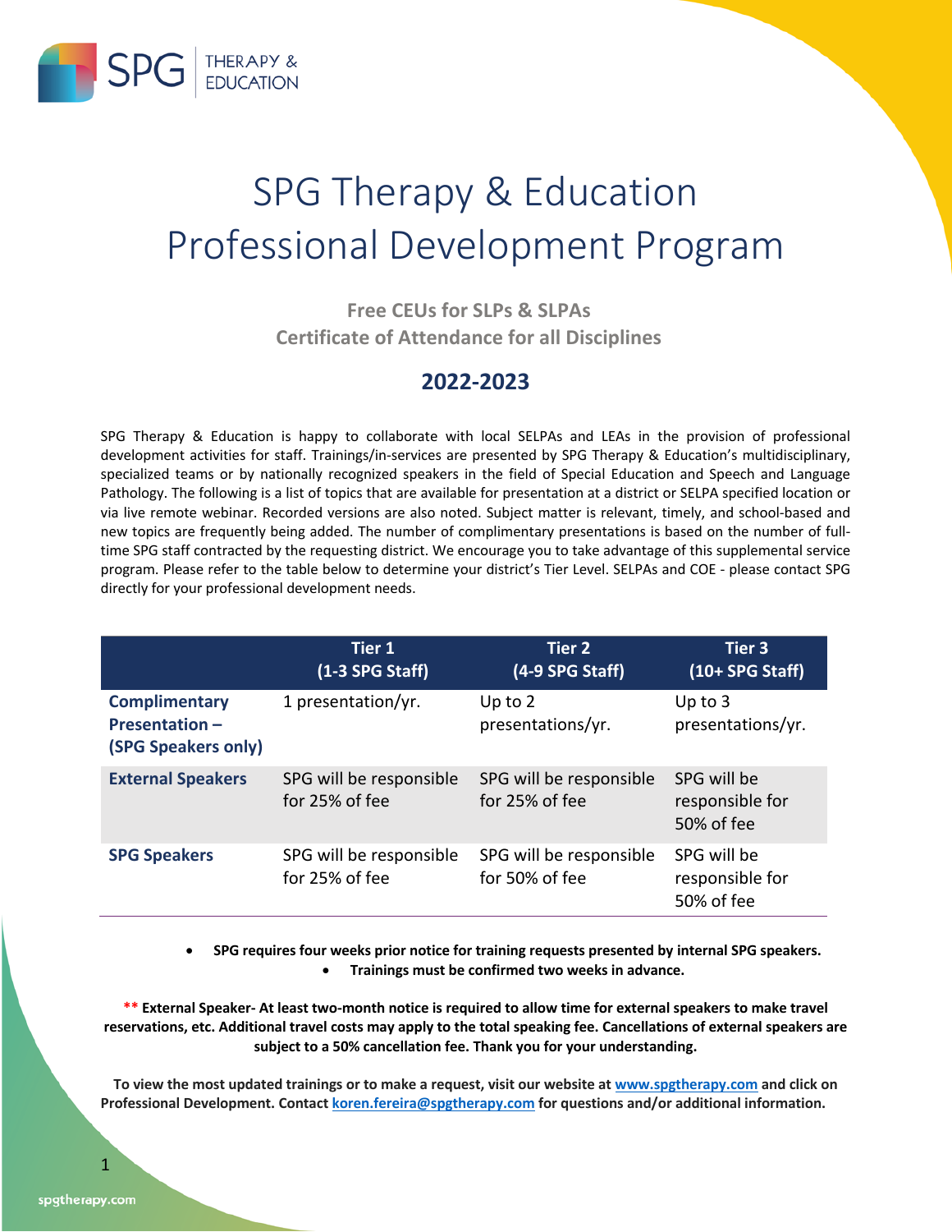# SPG Therapy & Education Professional Development Program

**Free CEUs for SLPs & SLPAs**
**Certificate of Attendance for all Disciplines**

## 2022-2023

SPG Therapy & Education is happy to collaborate with local SELPAs and LEAs in the provision of professional development activities for staff. Trainings/in-services are presented by SPG Therapy & Education's multidisciplinary, specialized teams or by nationally recognized speakers in the field of Special Education and Speech and Language Pathology. The following is a list of topics that are available for presentation at a district or SELPA specified location or via live remote webinar. Recorded versions are also noted. Subject matter is relevant, timely, and school-based and new topics are frequently being added. The number of complimentary presentations is based on the number of full-time SPG staff contracted by the requesting district. We encourage you to take advantage of this supplemental service program. Please refer to the table below to determine your district's Tier Level. SELPAs and COE - please contact SPG directly for your professional development needs.

| | Tier 1 (1-3 SPG Staff) | Tier 2 (4-9 SPG Staff) | Tier 3 (10+ SPG Staff) |
|---|---|---|---|
| **Complimentary Presentation – (SPG Speakers only)** | 1 presentation/yr. | Up to 2 presentations/yr. | Up to 3 presentations/yr. |
| **External Speakers** | SPG will be responsible for 25% of fee | SPG will be responsible for 25% of fee | SPG will be responsible for 50% of fee |
| **SPG Speakers** | SPG will be responsible for 25% of fee | SPG will be responsible for 50% of fee | SPG will be responsible for 50% of fee |

- **SPG requires four weeks prior notice for training requests presented by internal SPG speakers.**
- **Trainings must be confirmed two weeks in advance.**

**\*\* External Speaker- At least two-month notice is required to allow time for external speakers to make travel reservations, etc. Additional travel costs may apply to the total speaking fee. Cancellations of external speakers are subject to a 50% cancellation fee. Thank you for your understanding.**

**To view the most updated trainings or to make a request, visit our website at [www.spgtherapy.com](http://www.spgtherapy.com) and click on Professional Development. Contact [koren.fereira@spgtherapy.com](mailto:koren.fereira@spgtherapy.com) for questions and/or additional information.**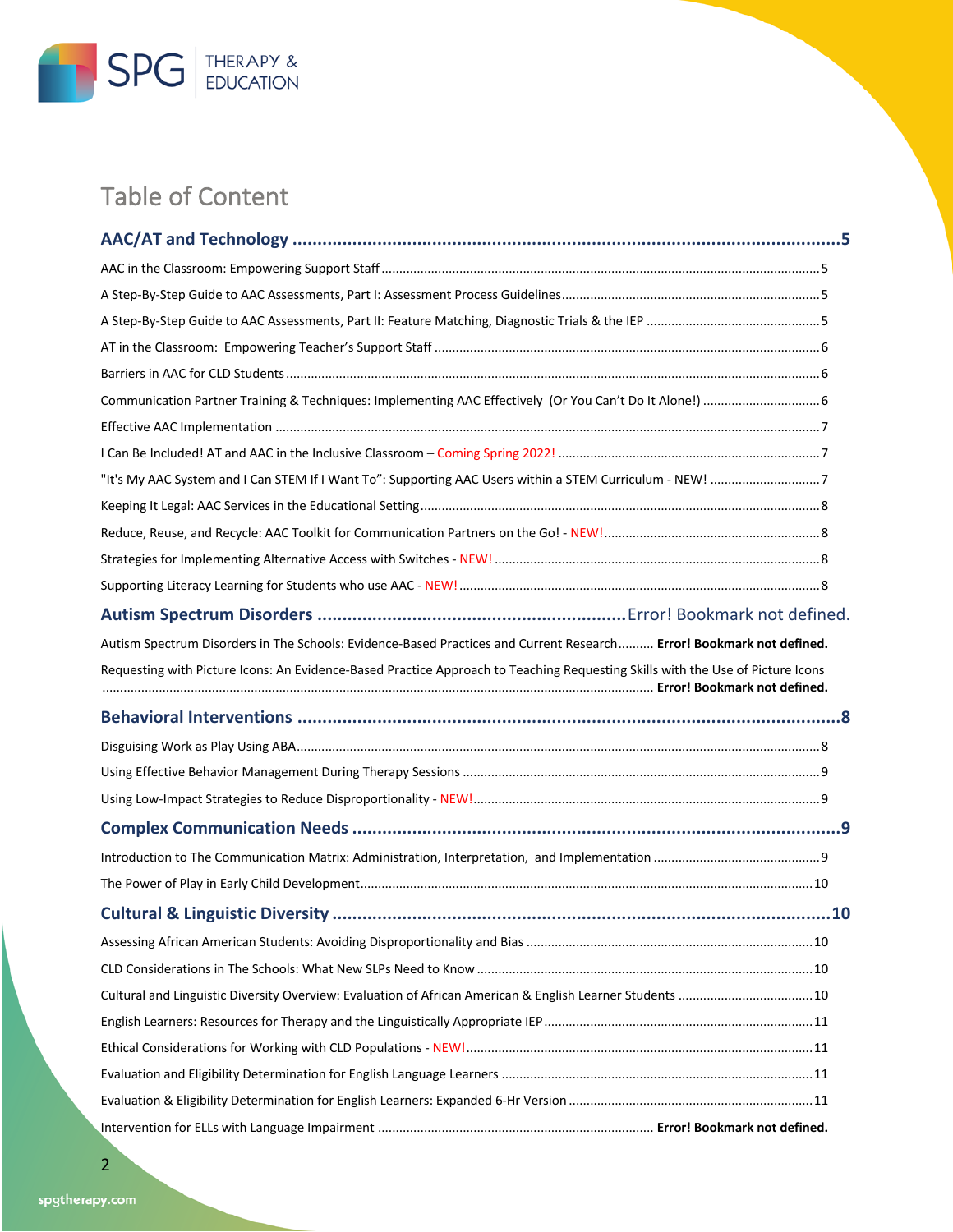# Table of Content

**AAC/AT and Technology** .................................................................................................5

AAC in the Classroom: Empowering Support Staff .....................................................................5

A Step-By-Step Guide to AAC Assessments, Part I: Assessment Process Guidelines .................................5

A Step-By-Step Guide to AAC Assessments, Part II: Feature Matching, Diagnostic Trials & the IEP ..........5

AT in the Classroom: Empowering Teacher's Support Staff .............................................................6

Barriers in AAC for CLD Students ...............................................................................................6

Communication Partner Training & Techniques: Implementing AAC Effectively (Or You Can't Do It Alone!) ..........6

Effective AAC Implementation ....................................................................................................7

I Can Be Included! AT and AAC in the Inclusive Classroom – Coming Spring 2022! ...................................7

"It's My AAC System and I Can STEM If I Want To": Supporting AAC Users within a STEM Curriculum - NEW! .........7

Keeping It Legal: AAC Services in the Educational Setting ...................................................................8

Reduce, Reuse, and Recycle: AAC Toolkit for Communication Partners on the Go! - NEW! ...............................8

Strategies for Implementing Alternative Access with Switches - NEW! .....................................................8

Supporting Literacy Learning for Students who use AAC - NEW! ............................................................8

**Autism Spectrum Disorders** .............................................................Error! Bookmark not defined.

Autism Spectrum Disorders in The Schools: Evidence-Based Practices and Current Research.......... **Error! Bookmark not defined.**

Requesting with Picture Icons: An Evidence-Based Practice Approach to Teaching Requesting Skills with the Use of Picture Icons ............................................................................... **Error! Bookmark not defined.**

**Behavioral Interventions** .................................................................................................8

Disguising Work as Play Using ABA...........................................................................................8

Using Effective Behavior Management During Therapy Sessions ...........................................................9

Using Low-Impact Strategies to Reduce Disproportionality - NEW! ..........................................................9

**Complex Communication Needs** .........................................................................................9

Introduction to The Communication Matrix: Administration, Interpretation, and Implementation ........................9

The Power of Play in Early Child Development.................................................................................10

**Cultural & Linguistic Diversity** .........................................................................................10

Assessing African American Students: Avoiding Disproportionality and Bias .............................................10

CLD Considerations in The Schools: What New SLPs Need to Know ........................................................10

Cultural and Linguistic Diversity Overview: Evaluation of African American & English Learner Students ..............10

English Learners: Resources for Therapy and the Linguistically Appropriate IEP ..........................................11

Ethical Considerations for Working with CLD Populations - NEW! ..........................................................11

Evaluation and Eligibility Determination for English Language Learners ..................................................11

Evaluation & Eligibility Determination for English Learners: Expanded 6-Hr Version ......................................11

Intervention for ELLs with Language Impairment ............................................................ **Error! Bookmark not defined.**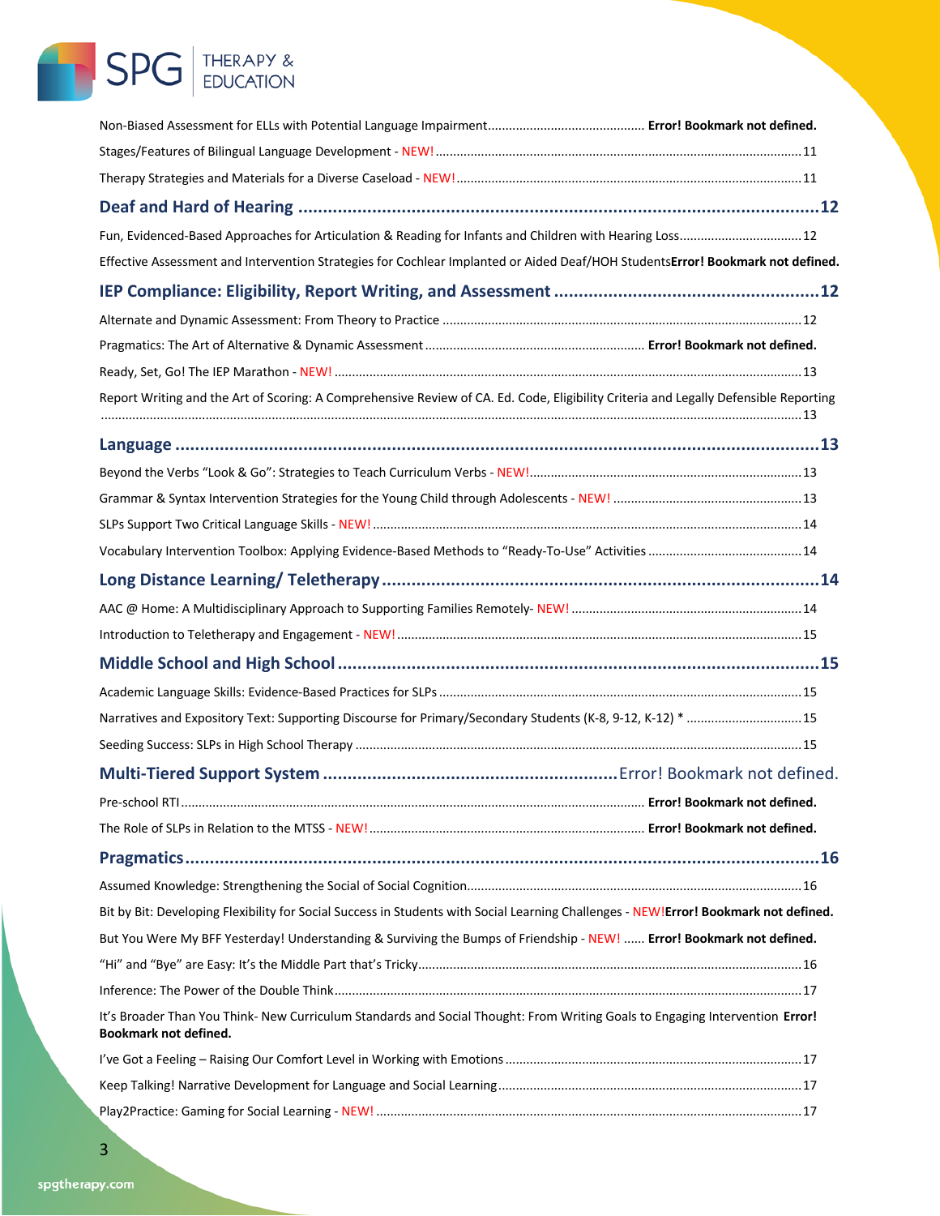Non-Biased Assessment for ELLs with Potential Language Impairment ........ **Error! Bookmark not defined.**

Stages/Features of Bilingual Language Development - NEW! ........ 11

Therapy Strategies and Materials for a Diverse Caseload - NEW! ........ 11

## Deaf and Hard of Hearing ........ 12

Fun, Evidenced-Based Approaches for Articulation & Reading for Infants and Children with Hearing Loss ........ 12

Effective Assessment and Intervention Strategies for Cochlear Implanted or Aided Deaf/HOH Students **Error! Bookmark not defined.**

## IEP Compliance: Eligibility, Report Writing, and Assessment ........ 12

Alternate and Dynamic Assessment: From Theory to Practice ........ 12

Pragmatics: The Art of Alternative & Dynamic Assessment ........ **Error! Bookmark not defined.**

Ready, Set, Go! The IEP Marathon - NEW! ........ 13

Report Writing and the Art of Scoring: A Comprehensive Review of CA. Ed. Code, Eligibility Criteria and Legally Defensible Reporting ........ 13

## Language ........ 13

Beyond the Verbs "Look & Go": Strategies to Teach Curriculum Verbs - NEW! ........ 13

Grammar & Syntax Intervention Strategies for the Young Child through Adolescents - NEW! ........ 13

SLPs Support Two Critical Language Skills - NEW! ........ 14

Vocabulary Intervention Toolbox: Applying Evidence-Based Methods to "Ready-To-Use" Activities ........ 14

## Long Distance Learning/ Teletherapy ........ 14

AAC @ Home: A Multidisciplinary Approach to Supporting Families Remotely- NEW! ........ 14

Introduction to Teletherapy and Engagement - NEW! ........ 15

## Middle School and High School ........ 15

Academic Language Skills: Evidence-Based Practices for SLPs ........ 15

Narratives and Expository Text: Supporting Discourse for Primary/Secondary Students (K-8, 9-12, K-12) * ........ 15

Seeding Success: SLPs in High School Therapy ........ 15

## Multi-Tiered Support System ........ Error! Bookmark not defined.

Pre-school RTI ........ **Error! Bookmark not defined.**

The Role of SLPs in Relation to the MTSS - NEW! ........ **Error! Bookmark not defined.**

## Pragmatics ........ 16

Assumed Knowledge: Strengthening the Social of Social Cognition ........ 16

Bit by Bit: Developing Flexibility for Social Success in Students with Social Learning Challenges - NEW! **Error! Bookmark not defined.**

But You Were My BFF Yesterday! Understanding & Surviving the Bumps of Friendship - NEW! ........ **Error! Bookmark not defined.**

"Hi" and "Bye" are Easy: It's the Middle Part that's Tricky ........ 16

Inference: The Power of the Double Think ........ 17

It's Broader Than You Think- New Curriculum Standards and Social Thought: From Writing Goals to Engaging Intervention **Error! Bookmark not defined.**

I've Got a Feeling – Raising Our Comfort Level in Working with Emotions ........ 17

Keep Talking! Narrative Development for Language and Social Learning ........ 17

Play2Practice: Gaming for Social Learning - NEW! ........ 17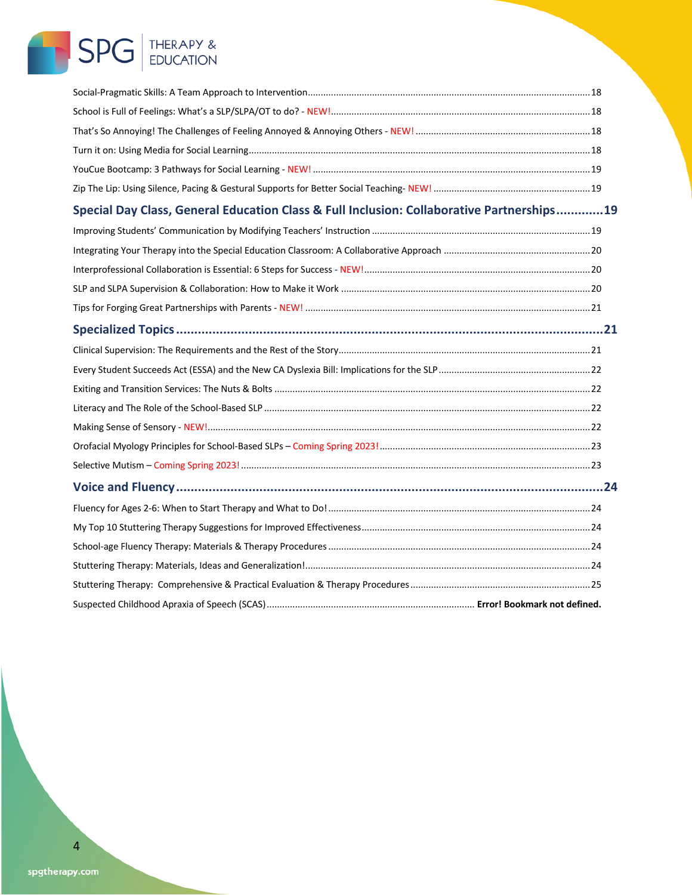Social-Pragmatic Skills: A Team Approach to Intervention .......... 18

School is Full of Feelings: What's a SLP/SLPA/OT to do? - NEW! .......... 18

That's So Annoying! The Challenges of Feeling Annoyed & Annoying Others - NEW! .......... 18

Turn it on: Using Media for Social Learning .......... 18

YouCue Bootcamp: 3 Pathways for Social Learning - NEW! .......... 19

Zip The Lip: Using Silence, Pacing & Gestural Supports for Better Social Teaching- NEW! .......... 19

## Special Day Class, General Education Class & Full Inclusion: Collaborative Partnerships .......... 19

Improving Students' Communication by Modifying Teachers' Instruction .......... 19

Integrating Your Therapy into the Special Education Classroom: A Collaborative Approach .......... 20

Interprofessional Collaboration is Essential: 6 Steps for Success - NEW! .......... 20

SLP and SLPA Supervision & Collaboration: How to Make it Work .......... 20

Tips for Forging Great Partnerships with Parents - NEW! .......... 21

## Specialized Topics .......... 21

Clinical Supervision: The Requirements and the Rest of the Story .......... 21

Every Student Succeeds Act (ESSA) and the New CA Dyslexia Bill: Implications for the SLP .......... 22

Exiting and Transition Services: The Nuts & Bolts .......... 22

Literacy and The Role of the School-Based SLP .......... 22

Making Sense of Sensory - NEW! .......... 22

Orofacial Myology Principles for School-Based SLPs – Coming Spring 2023! .......... 23

Selective Mutism – Coming Spring 2023! .......... 23

## Voice and Fluency .......... 24

Fluency for Ages 2-6: When to Start Therapy and What to Do! .......... 24

My Top 10 Stuttering Therapy Suggestions for Improved Effectiveness .......... 24

School-age Fluency Therapy: Materials & Therapy Procedures .......... 24

Stuttering Therapy: Materials, Ideas and Generalization! .......... 24

Stuttering Therapy: Comprehensive & Practical Evaluation & Therapy Procedures .......... 25

Suspected Childhood Apraxia of Speech (SCAS) .......... **Error! Bookmark not defined.**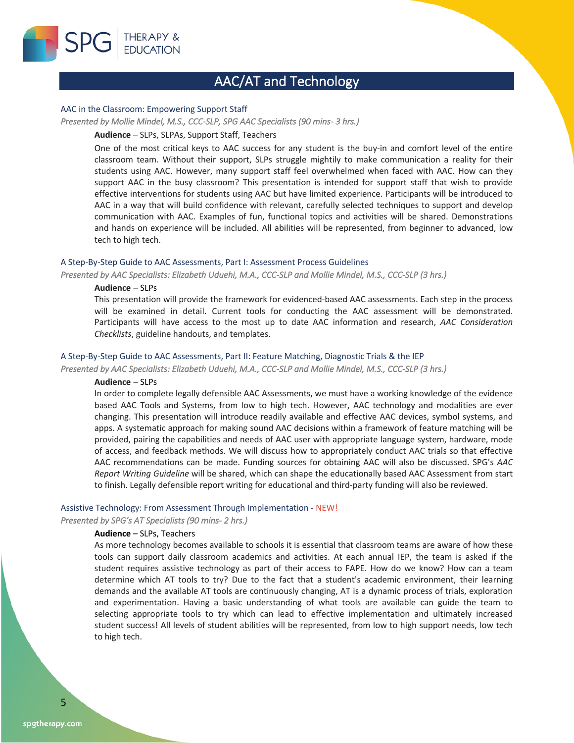# AAC/AT and Technology

### AAC in the Classroom: Empowering Support Staff

*Presented by Mollie Mindel, M.S., CCC-SLP, SPG AAC Specialists (90 mins- 3 hrs.)*

**Audience** – SLPs, SLPAs, Support Staff, Teachers

One of the most critical keys to AAC success for any student is the buy-in and comfort level of the entire classroom team. Without their support, SLPs struggle mightily to make communication a reality for their students using AAC. However, many support staff feel overwhelmed when faced with AAC. How can they support AAC in the busy classroom? This presentation is intended for support staff that wish to provide effective interventions for students using AAC but have limited experience. Participants will be introduced to AAC in a way that will build confidence with relevant, carefully selected techniques to support and develop communication with AAC. Examples of fun, functional topics and activities will be shared. Demonstrations and hands on experience will be included. All abilities will be represented, from beginner to advanced, low tech to high tech.

### A Step-By-Step Guide to AAC Assessments, Part I: Assessment Process Guidelines

*Presented by AAC Specialists: Elizabeth Uduehi, M.A., CCC-SLP and Mollie Mindel, M.S., CCC-SLP (3 hrs.)*

**Audience** – SLPs

This presentation will provide the framework for evidenced-based AAC assessments. Each step in the process will be examined in detail. Current tools for conducting the AAC assessment will be demonstrated. Participants will have access to the most up to date AAC information and research, *AAC Consideration Checklists*, guideline handouts, and templates.

### A Step-By-Step Guide to AAC Assessments, Part II: Feature Matching, Diagnostic Trials & the IEP

*Presented by AAC Specialists: Elizabeth Uduehi, M.A., CCC-SLP and Mollie Mindel, M.S., CCC-SLP (3 hrs.)*

**Audience** – SLPs

In order to complete legally defensible AAC Assessments, we must have a working knowledge of the evidence based AAC Tools and Systems, from low to high tech. However, AAC technology and modalities are ever changing. This presentation will introduce readily available and effective AAC devices, symbol systems, and apps. A systematic approach for making sound AAC decisions within a framework of feature matching will be provided, pairing the capabilities and needs of AAC user with appropriate language system, hardware, mode of access, and feedback methods. We will discuss how to appropriately conduct AAC trials so that effective AAC recommendations can be made. Funding sources for obtaining AAC will also be discussed. SPG's *AAC Report Writing Guideline* will be shared, which can shape the educationally based AAC Assessment from start to finish. Legally defensible report writing for educational and third-party funding will also be reviewed.

### Assistive Technology: From Assessment Through Implementation - NEW!

*Presented by SPG's AT Specialists (90 mins- 2 hrs.)*

**Audience** – SLPs, Teachers

As more technology becomes available to schools it is essential that classroom teams are aware of how these tools can support daily classroom academics and activities. At each annual IEP, the team is asked if the student requires assistive technology as part of their access to FAPE. How do we know? How can a team determine which AT tools to try? Due to the fact that a student's academic environment, their learning demands and the available AT tools are continuously changing, AT is a dynamic process of trials, exploration and experimentation. Having a basic understanding of what tools are available can guide the team to selecting appropriate tools to try which can lead to effective implementation and ultimately increased student success! All levels of student abilities will be represented, from low to high support needs, low tech to high tech.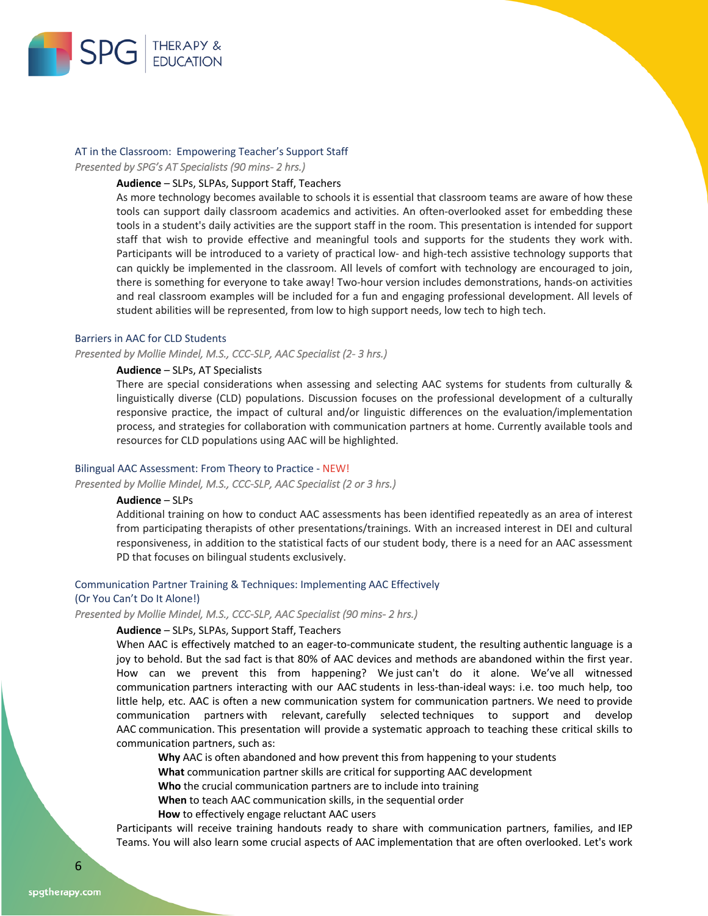### AT in the Classroom: Empowering Teacher's Support Staff

*Presented by SPG's AT Specialists (90 mins- 2 hrs.)*

**Audience** – SLPs, SLPAs, Support Staff, Teachers

As more technology becomes available to schools it is essential that classroom teams are aware of how these tools can support daily classroom academics and activities. An often-overlooked asset for embedding these tools in a student's daily activities are the support staff in the room. This presentation is intended for support staff that wish to provide effective and meaningful tools and supports for the students they work with. Participants will be introduced to a variety of practical low- and high-tech assistive technology supports that can quickly be implemented in the classroom. All levels of comfort with technology are encouraged to join, there is something for everyone to take away! Two-hour version includes demonstrations, hands-on activities and real classroom examples will be included for a fun and engaging professional development. All levels of student abilities will be represented, from low to high support needs, low tech to high tech.

### Barriers in AAC for CLD Students

*Presented by Mollie Mindel, M.S., CCC-SLP, AAC Specialist (2- 3 hrs.)*

**Audience** – SLPs, AT Specialists

There are special considerations when assessing and selecting AAC systems for students from culturally & linguistically diverse (CLD) populations. Discussion focuses on the professional development of a culturally responsive practice, the impact of cultural and/or linguistic differences on the evaluation/implementation process, and strategies for collaboration with communication partners at home. Currently available tools and resources for CLD populations using AAC will be highlighted.

### Bilingual AAC Assessment: From Theory to Practice - NEW!

*Presented by Mollie Mindel, M.S., CCC-SLP, AAC Specialist (2 or 3 hrs.)*

**Audience** – SLPs

Additional training on how to conduct AAC assessments has been identified repeatedly as an area of interest from participating therapists of other presentations/trainings. With an increased interest in DEI and cultural responsiveness, in addition to the statistical facts of our student body, there is a need for an AAC assessment PD that focuses on bilingual students exclusively.

### Communication Partner Training & Techniques: Implementing AAC Effectively (Or You Can't Do It Alone!)

*Presented by Mollie Mindel, M.S., CCC-SLP, AAC Specialist (90 mins- 2 hrs.)*

**Audience** – SLPs, SLPAs, Support Staff, Teachers

When AAC is effectively matched to an eager-to-communicate student, the resulting authentic language is a joy to behold. But the sad fact is that 80% of AAC devices and methods are abandoned within the first year. How can we prevent this from happening? We just can't do it alone. We've all witnessed communication partners interacting with our AAC students in less-than-ideal ways: i.e. too much help, too little help, etc. AAC is often a new communication system for communication partners. We need to provide communication partners with relevant, carefully selected techniques to support and develop AAC communication. This presentation will provide a systematic approach to teaching these critical skills to communication partners, such as:

- **Why** AAC is often abandoned and how prevent this from happening to your students
- **What** communication partner skills are critical for supporting AAC development
- **Who** the crucial communication partners are to include into training
- **When** to teach AAC communication skills, in the sequential order
- **How** to effectively engage reluctant AAC users

Participants will receive training handouts ready to share with communication partners, families, and IEP Teams. You will also learn some crucial aspects of AAC implementation that are often overlooked. Let's work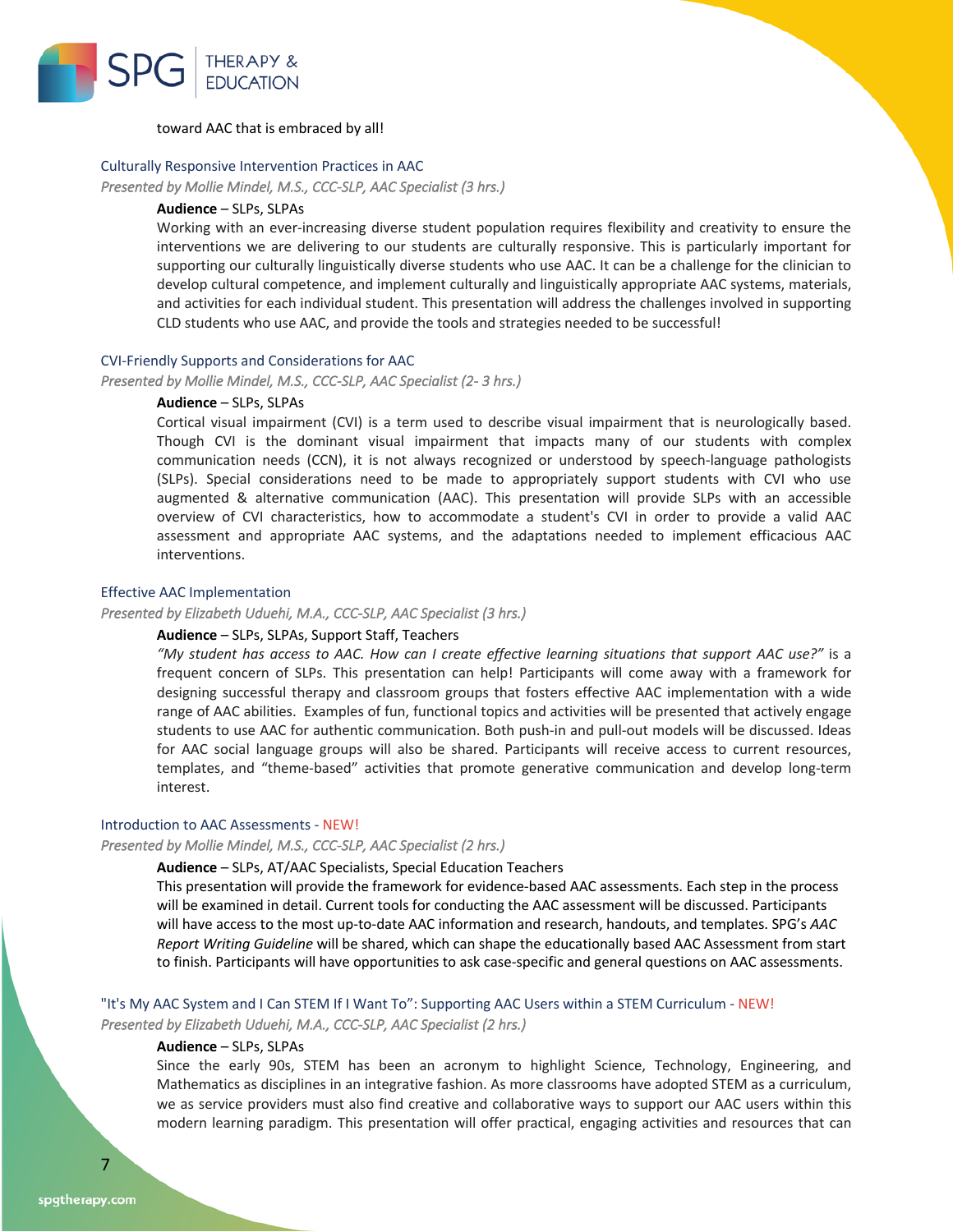toward AAC that is embraced by all!

### Culturally Responsive Intervention Practices in AAC

*Presented by Mollie Mindel, M.S., CCC-SLP, AAC Specialist (3 hrs.)*

**Audience** – SLPs, SLPAs

Working with an ever-increasing diverse student population requires flexibility and creativity to ensure the interventions we are delivering to our students are culturally responsive. This is particularly important for supporting our culturally linguistically diverse students who use AAC. It can be a challenge for the clinician to develop cultural competence, and implement culturally and linguistically appropriate AAC systems, materials, and activities for each individual student. This presentation will address the challenges involved in supporting CLD students who use AAC, and provide the tools and strategies needed to be successful!

### CVI-Friendly Supports and Considerations for AAC

*Presented by Mollie Mindel, M.S., CCC-SLP, AAC Specialist (2- 3 hrs.)*

**Audience** – SLPs, SLPAs

Cortical visual impairment (CVI) is a term used to describe visual impairment that is neurologically based. Though CVI is the dominant visual impairment that impacts many of our students with complex communication needs (CCN), it is not always recognized or understood by speech-language pathologists (SLPs). Special considerations need to be made to appropriately support students with CVI who use augmented & alternative communication (AAC). This presentation will provide SLPs with an accessible overview of CVI characteristics, how to accommodate a student's CVI in order to provide a valid AAC assessment and appropriate AAC systems, and the adaptations needed to implement efficacious AAC interventions.

### Effective AAC Implementation

*Presented by Elizabeth Uduehi, M.A., CCC-SLP, AAC Specialist (3 hrs.)*

**Audience** – SLPs, SLPAs, Support Staff, Teachers

*"My student has access to AAC. How can I create effective learning situations that support AAC use?"* is a frequent concern of SLPs. This presentation can help! Participants will come away with a framework for designing successful therapy and classroom groups that fosters effective AAC implementation with a wide range of AAC abilities. Examples of fun, functional topics and activities will be presented that actively engage students to use AAC for authentic communication. Both push-in and pull-out models will be discussed. Ideas for AAC social language groups will also be shared. Participants will receive access to current resources, templates, and "theme-based" activities that promote generative communication and develop long-term interest.

### Introduction to AAC Assessments - NEW!

*Presented by Mollie Mindel, M.S., CCC-SLP, AAC Specialist (2 hrs.)*

**Audience** – SLPs, AT/AAC Specialists, Special Education Teachers

This presentation will provide the framework for evidence-based AAC assessments. Each step in the process will be examined in detail. Current tools for conducting the AAC assessment will be discussed. Participants will have access to the most up-to-date AAC information and research, handouts, and templates. SPG's *AAC Report Writing Guideline* will be shared, which can shape the educationally based AAC Assessment from start to finish. Participants will have opportunities to ask case-specific and general questions on AAC assessments.

### "It's My AAC System and I Can STEM If I Want To": Supporting AAC Users within a STEM Curriculum - NEW!

*Presented by Elizabeth Uduehi, M.A., CCC-SLP, AAC Specialist (2 hrs.)*

**Audience** – SLPs, SLPAs

Since the early 90s, STEM has been an acronym to highlight Science, Technology, Engineering, and Mathematics as disciplines in an integrative fashion. As more classrooms have adopted STEM as a curriculum, we as service providers must also find creative and collaborative ways to support our AAC users within this modern learning paradigm. This presentation will offer practical, engaging activities and resources that can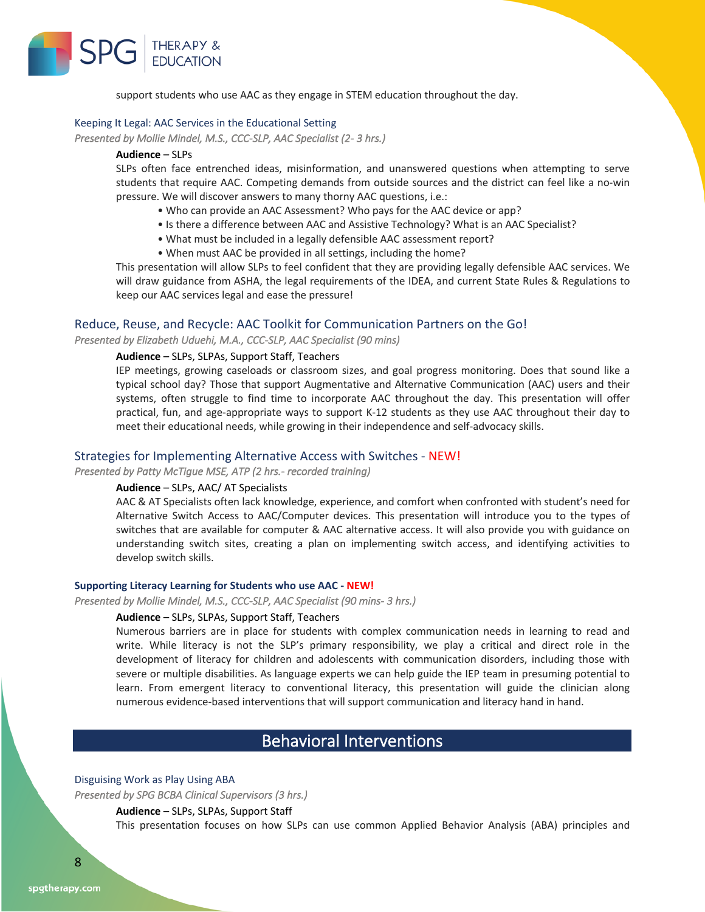support students who use AAC as they engage in STEM education throughout the day.

### Keeping It Legal: AAC Services in the Educational Setting

*Presented by Mollie Mindel, M.S., CCC-SLP, AAC Specialist (2- 3 hrs.)*

**Audience** – SLPs

SLPs often face entrenched ideas, misinformation, and unanswered questions when attempting to serve students that require AAC. Competing demands from outside sources and the district can feel like a no-win pressure. We will discover answers to many thorny AAC questions, i.e.:

- Who can provide an AAC Assessment? Who pays for the AAC device or app?
- Is there a difference between AAC and Assistive Technology? What is an AAC Specialist?
- What must be included in a legally defensible AAC assessment report?
- When must AAC be provided in all settings, including the home?

This presentation will allow SLPs to feel confident that they are providing legally defensible AAC services. We will draw guidance from ASHA, the legal requirements of the IDEA, and current State Rules & Regulations to keep our AAC services legal and ease the pressure!

### Reduce, Reuse, and Recycle: AAC Toolkit for Communication Partners on the Go!

*Presented by Elizabeth Uduehi, M.A., CCC-SLP, AAC Specialist (90 mins)*

**Audience** – SLPs, SLPAs, Support Staff, Teachers

IEP meetings, growing caseloads or classroom sizes, and goal progress monitoring. Does that sound like a typical school day? Those that support Augmentative and Alternative Communication (AAC) users and their systems, often struggle to find time to incorporate AAC throughout the day. This presentation will offer practical, fun, and age-appropriate ways to support K-12 students as they use AAC throughout their day to meet their educational needs, while growing in their independence and self-advocacy skills.

### Strategies for Implementing Alternative Access with Switches - NEW!

*Presented by Patty McTigue MSE, ATP (2 hrs.- recorded training)*

**Audience** – SLPs, AAC/ AT Specialists

AAC & AT Specialists often lack knowledge, experience, and comfort when confronted with student's need for Alternative Switch Access to AAC/Computer devices. This presentation will introduce you to the types of switches that are available for computer & AAC alternative access. It will also provide you with guidance on understanding switch sites, creating a plan on implementing switch access, and identifying activities to develop switch skills.

### Supporting Literacy Learning for Students who use AAC - NEW!

*Presented by Mollie Mindel, M.S., CCC-SLP, AAC Specialist (90 mins- 3 hrs.)*

**Audience** – SLPs, SLPAs, Support Staff, Teachers

Numerous barriers are in place for students with complex communication needs in learning to read and write. While literacy is not the SLP's primary responsibility, we play a critical and direct role in the development of literacy for children and adolescents with communication disorders, including those with severe or multiple disabilities. As language experts we can help guide the IEP team in presuming potential to learn. From emergent literacy to conventional literacy, this presentation will guide the clinician along numerous evidence-based interventions that will support communication and literacy hand in hand.

## Behavioral Interventions

### Disguising Work as Play Using ABA

*Presented by SPG BCBA Clinical Supervisors (3 hrs.)*

**Audience** – SLPs, SLPAs, Support Staff

This presentation focuses on how SLPs can use common Applied Behavior Analysis (ABA) principles and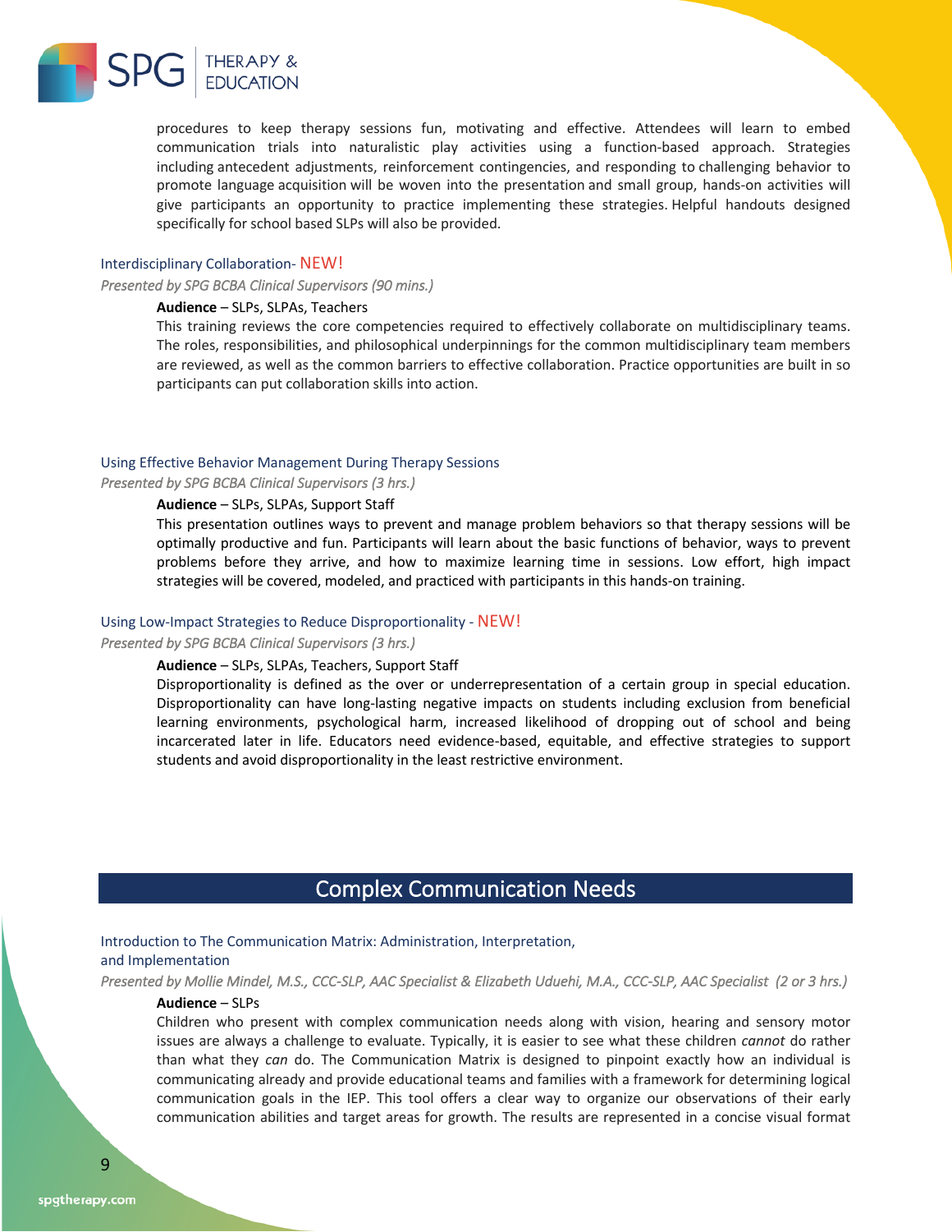procedures to keep therapy sessions fun, motivating and effective. Attendees will learn to embed communication trials into naturalistic play activities using a function-based approach. Strategies including antecedent adjustments, reinforcement contingencies, and responding to challenging behavior to promote language acquisition will be woven into the presentation and small group, hands-on activities will give participants an opportunity to practice implementing these strategies. Helpful handouts designed specifically for school based SLPs will also be provided.

### Interdisciplinary Collaboration- NEW!

*Presented by SPG BCBA Clinical Supervisors (90 mins.)*

**Audience** – SLPs, SLPAs, Teachers

This training reviews the core competencies required to effectively collaborate on multidisciplinary teams. The roles, responsibilities, and philosophical underpinnings for the common multidisciplinary team members are reviewed, as well as the common barriers to effective collaboration. Practice opportunities are built in so participants can put collaboration skills into action.

### Using Effective Behavior Management During Therapy Sessions

*Presented by SPG BCBA Clinical Supervisors (3 hrs.)*

**Audience** – SLPs, SLPAs, Support Staff

This presentation outlines ways to prevent and manage problem behaviors so that therapy sessions will be optimally productive and fun. Participants will learn about the basic functions of behavior, ways to prevent problems before they arrive, and how to maximize learning time in sessions. Low effort, high impact strategies will be covered, modeled, and practiced with participants in this hands-on training.

### Using Low-Impact Strategies to Reduce Disproportionality - NEW!

*Presented by SPG BCBA Clinical Supervisors (3 hrs.)*

**Audience** – SLPs, SLPAs, Teachers, Support Staff

Disproportionality is defined as the over or underrepresentation of a certain group in special education. Disproportionality can have long-lasting negative impacts on students including exclusion from beneficial learning environments, psychological harm, increased likelihood of dropping out of school and being incarcerated later in life. Educators need evidence-based, equitable, and effective strategies to support students and avoid disproportionality in the least restrictive environment.

## Complex Communication Needs

### Introduction to The Communication Matrix: Administration, Interpretation, and Implementation

*Presented by Mollie Mindel, M.S., CCC-SLP, AAC Specialist & Elizabeth Uduehi, M.A., CCC-SLP, AAC Specialist (2 or 3 hrs.)*

**Audience** – SLPs

Children who present with complex communication needs along with vision, hearing and sensory motor issues are always a challenge to evaluate. Typically, it is easier to see what these children *cannot* do rather than what they *can* do. The Communication Matrix is designed to pinpoint exactly how an individual is communicating already and provide educational teams and families with a framework for determining logical communication goals in the IEP. This tool offers a clear way to organize our observations of their early communication abilities and target areas for growth. The results are represented in a concise visual format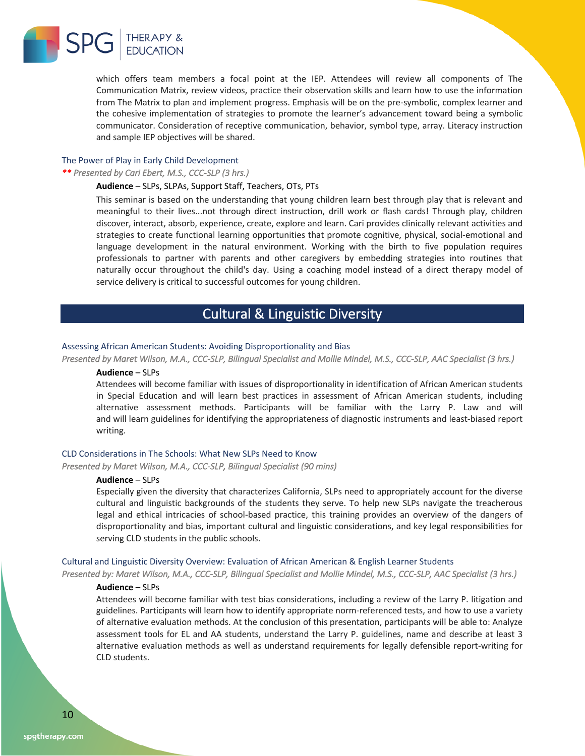which offers team members a focal point at the IEP. Attendees will review all components of The Communication Matrix, review videos, practice their observation skills and learn how to use the information from The Matrix to plan and implement progress. Emphasis will be on the pre-symbolic, complex learner and the cohesive implementation of strategies to promote the learner's advancement toward being a symbolic communicator. Consideration of receptive communication, behavior, symbol type, array. Literacy instruction and sample IEP objectives will be shared.

### The Power of Play in Early Child Development

***\*\* Presented by Cari Ebert, M.S., CCC-SLP (3 hrs.)***

**Audience** – SLPs, SLPAs, Support Staff, Teachers, OTs, PTs

This seminar is based on the understanding that young children learn best through play that is relevant and meaningful to their lives...not through direct instruction, drill work or flash cards! Through play, children discover, interact, absorb, experience, create, explore and learn. Cari provides clinically relevant activities and strategies to create functional learning opportunities that promote cognitive, physical, social-emotional and language development in the natural environment. Working with the birth to five population requires professionals to partner with parents and other caregivers by embedding strategies into routines that naturally occur throughout the child's day. Using a coaching model instead of a direct therapy model of service delivery is critical to successful outcomes for young children.

## Cultural & Linguistic Diversity

### Assessing African American Students: Avoiding Disproportionality and Bias

*Presented by Maret Wilson, M.A., CCC-SLP, Bilingual Specialist and Mollie Mindel, M.S., CCC-SLP, AAC Specialist (3 hrs.)*

**Audience** – SLPs

Attendees will become familiar with issues of disproportionality in identification of African American students in Special Education and will learn best practices in assessment of African American students, including alternative assessment methods. Participants will be familiar with the Larry P. Law and will and will learn guidelines for identifying the appropriateness of diagnostic instruments and least-biased report writing.

### CLD Considerations in The Schools: What New SLPs Need to Know

*Presented by Maret Wilson, M.A., CCC-SLP, Bilingual Specialist (90 mins)*

**Audience** – SLPs

Especially given the diversity that characterizes California, SLPs need to appropriately account for the diverse cultural and linguistic backgrounds of the students they serve. To help new SLPs navigate the treacherous legal and ethical intricacies of school-based practice, this training provides an overview of the dangers of disproportionality and bias, important cultural and linguistic considerations, and key legal responsibilities for serving CLD students in the public schools.

### Cultural and Linguistic Diversity Overview: Evaluation of African American & English Learner Students

*Presented by: Maret Wilson, M.A., CCC-SLP, Bilingual Specialist and Mollie Mindel, M.S., CCC-SLP, AAC Specialist (3 hrs.)*

**Audience** – SLPs

Attendees will become familiar with test bias considerations, including a review of the Larry P. litigation and guidelines. Participants will learn how to identify appropriate norm-referenced tests, and how to use a variety of alternative evaluation methods. At the conclusion of this presentation, participants will be able to: Analyze assessment tools for EL and AA students, understand the Larry P. guidelines, name and describe at least 3 alternative evaluation methods as well as understand requirements for legally defensible report-writing for CLD students.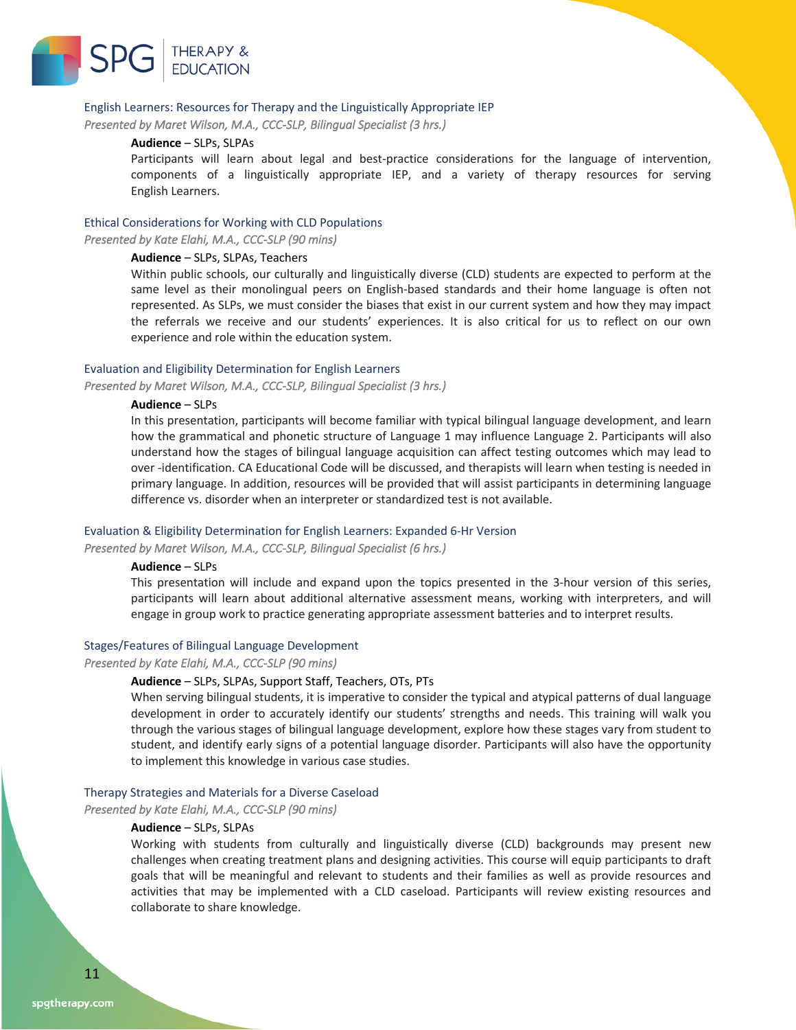### English Learners: Resources for Therapy and the Linguistically Appropriate IEP

*Presented by Maret Wilson, M.A., CCC-SLP, Bilingual Specialist (3 hrs.)*

**Audience** – SLPs, SLPAs

Participants will learn about legal and best-practice considerations for the language of intervention, components of a linguistically appropriate IEP, and a variety of therapy resources for serving English Learners.

### Ethical Considerations for Working with CLD Populations

*Presented by Kate Elahi, M.A., CCC-SLP (90 mins)*

**Audience** – SLPs, SLPAs, Teachers

Within public schools, our culturally and linguistically diverse (CLD) students are expected to perform at the same level as their monolingual peers on English-based standards and their home language is often not represented. As SLPs, we must consider the biases that exist in our current system and how they may impact the referrals we receive and our students' experiences. It is also critical for us to reflect on our own experience and role within the education system.

### Evaluation and Eligibility Determination for English Learners

*Presented by Maret Wilson, M.A., CCC-SLP, Bilingual Specialist (3 hrs.)*

**Audience** – SLPs

In this presentation, participants will become familiar with typical bilingual language development, and learn how the grammatical and phonetic structure of Language 1 may influence Language 2. Participants will also understand how the stages of bilingual language acquisition can affect testing outcomes which may lead to over -identification. CA Educational Code will be discussed, and therapists will learn when testing is needed in primary language. In addition, resources will be provided that will assist participants in determining language difference vs. disorder when an interpreter or standardized test is not available.

### Evaluation & Eligibility Determination for English Learners: Expanded 6-Hr Version

*Presented by Maret Wilson, M.A., CCC-SLP, Bilingual Specialist (6 hrs.)*

**Audience** – SLPs

This presentation will include and expand upon the topics presented in the 3-hour version of this series, participants will learn about additional alternative assessment means, working with interpreters, and will engage in group work to practice generating appropriate assessment batteries and to interpret results.

### Stages/Features of Bilingual Language Development

*Presented by Kate Elahi, M.A., CCC-SLP (90 mins)*

**Audience** – SLPs, SLPAs, Support Staff, Teachers, OTs, PTs

When serving bilingual students, it is imperative to consider the typical and atypical patterns of dual language development in order to accurately identify our students' strengths and needs. This training will walk you through the various stages of bilingual language development, explore how these stages vary from student to student, and identify early signs of a potential language disorder. Participants will also have the opportunity to implement this knowledge in various case studies.

### Therapy Strategies and Materials for a Diverse Caseload

*Presented by Kate Elahi, M.A., CCC-SLP (90 mins)*

**Audience** – SLPs, SLPAs

Working with students from culturally and linguistically diverse (CLD) backgrounds may present new challenges when creating treatment plans and designing activities. This course will equip participants to draft goals that will be meaningful and relevant to students and their families as well as provide resources and activities that may be implemented with a CLD caseload. Participants will review existing resources and collaborate to share knowledge.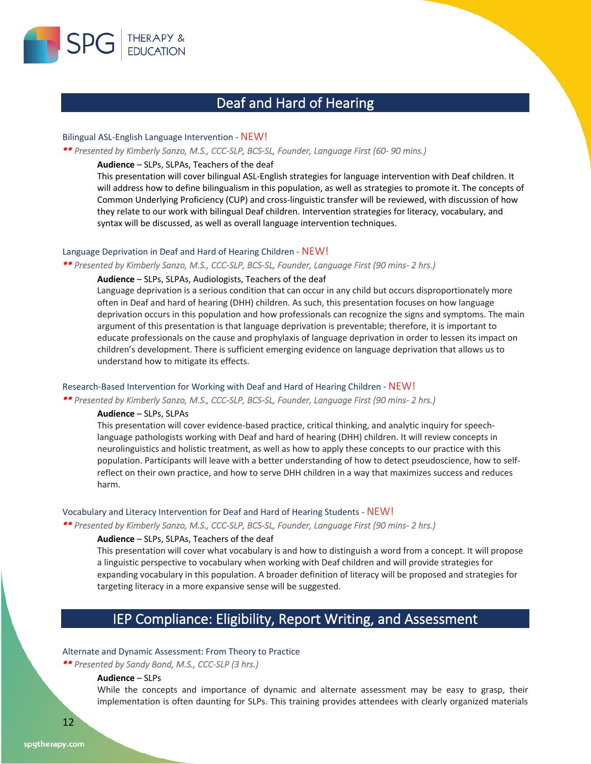## Deaf and Hard of Hearing

### Bilingual ASL-English Language Intervention - NEW!

** *Presented by Kimberly Sanzo, M.S., CCC-SLP, BCS-SL, Founder, Language First (60- 90 mins.)*

**Audience** – SLPs, SLPAs, Teachers of the deaf

This presentation will cover bilingual ASL-English strategies for language intervention with Deaf children. It will address how to define bilingualism in this population, as well as strategies to promote it. The concepts of Common Underlying Proficiency (CUP) and cross-linguistic transfer will be reviewed, with discussion of how they relate to our work with bilingual Deaf children. Intervention strategies for literacy, vocabulary, and syntax will be discussed, as well as overall language intervention techniques.

### Language Deprivation in Deaf and Hard of Hearing Children - NEW!

** *Presented by Kimberly Sanzo, M.S., CCC-SLP, BCS-SL, Founder, Language First (90 mins- 2 hrs.)*

**Audience** – SLPs, SLPAs, Audiologists, Teachers of the deaf

Language deprivation is a serious condition that can occur in any child but occurs disproportionately more often in Deaf and hard of hearing (DHH) children. As such, this presentation focuses on how language deprivation occurs in this population and how professionals can recognize the signs and symptoms. The main argument of this presentation is that language deprivation is preventable; therefore, it is important to educate professionals on the cause and prophylaxis of language deprivation in order to lessen its impact on children's development. There is sufficient emerging evidence on language deprivation that allows us to understand how to mitigate its effects.

### Research-Based Intervention for Working with Deaf and Hard of Hearing Children - NEW!

** *Presented by Kimberly Sanzo, M.S., CCC-SLP, BCS-SL, Founder, Language First (90 mins- 2 hrs.)*

**Audience** – SLPs, SLPAs

This presentation will cover evidence-based practice, critical thinking, and analytic inquiry for speech-language pathologists working with Deaf and hard of hearing (DHH) children. It will review concepts in neurolinguistics and holistic treatment, as well as how to apply these concepts to our practice with this population. Participants will leave with a better understanding of how to detect pseudoscience, how to self-reflect on their own practice, and how to serve DHH children in a way that maximizes success and reduces harm.

### Vocabulary and Literacy Intervention for Deaf and Hard of Hearing Students - NEW!

** *Presented by Kimberly Sanzo, M.S., CCC-SLP, BCS-SL, Founder, Language First (90 mins- 2 hrs.)*

**Audience** – SLPs, SLPAs, Teachers of the deaf

This presentation will cover what vocabulary is and how to distinguish a word from a concept. It will propose a linguistic perspective to vocabulary when working with Deaf children and will provide strategies for expanding vocabulary in this population. A broader definition of literacy will be proposed and strategies for targeting literacy in a more expansive sense will be suggested.

## IEP Compliance: Eligibility, Report Writing, and Assessment

### Alternate and Dynamic Assessment: From Theory to Practice

** *Presented by Sandy Bond, M.S., CCC-SLP (3 hrs.)*

**Audience** – SLPs

While the concepts and importance of dynamic and alternate assessment may be easy to grasp, their implementation is often daunting for SLPs. This training provides attendees with clearly organized materials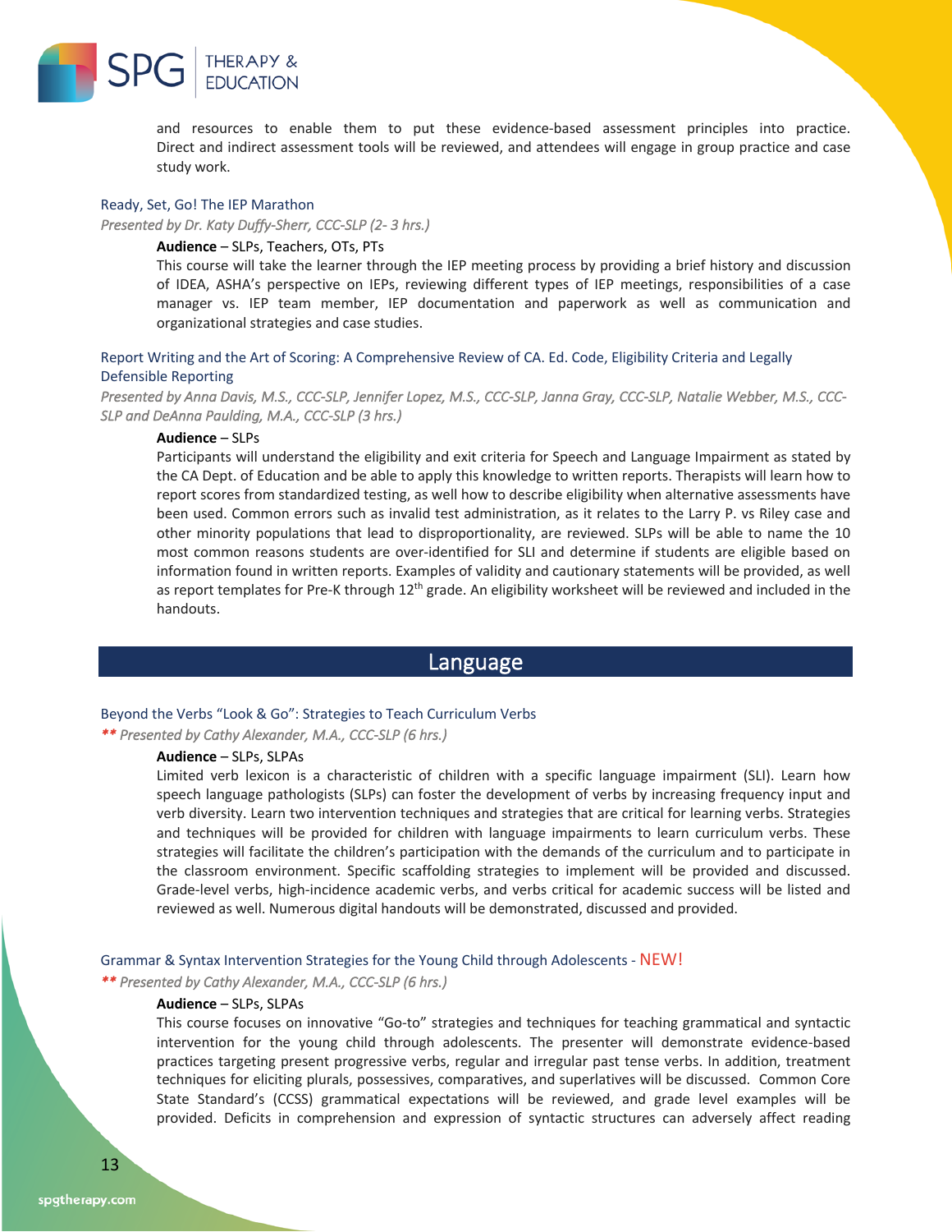and resources to enable them to put these evidence-based assessment principles into practice. Direct and indirect assessment tools will be reviewed, and attendees will engage in group practice and case study work.

### Ready, Set, Go! The IEP Marathon

*Presented by Dr. Katy Duffy-Sherr, CCC-SLP (2- 3 hrs.)*

**Audience** – SLPs, Teachers, OTs, PTs

This course will take the learner through the IEP meeting process by providing a brief history and discussion of IDEA, ASHA's perspective on IEPs, reviewing different types of IEP meetings, responsibilities of a case manager vs. IEP team member, IEP documentation and paperwork as well as communication and organizational strategies and case studies.

### Report Writing and the Art of Scoring: A Comprehensive Review of CA. Ed. Code, Eligibility Criteria and Legally Defensible Reporting

*Presented by Anna Davis, M.S., CCC-SLP, Jennifer Lopez, M.S., CCC-SLP, Janna Gray, CCC-SLP, Natalie Webber, M.S., CCC-SLP and DeAnna Paulding, M.A., CCC-SLP (3 hrs.)*

**Audience** – SLPs

Participants will understand the eligibility and exit criteria for Speech and Language Impairment as stated by the CA Dept. of Education and be able to apply this knowledge to written reports. Therapists will learn how to report scores from standardized testing, as well how to describe eligibility when alternative assessments have been used. Common errors such as invalid test administration, as it relates to the Larry P. vs Riley case and other minority populations that lead to disproportionality, are reviewed. SLPs will be able to name the 10 most common reasons students are over-identified for SLI and determine if students are eligible based on information found in written reports. Examples of validity and cautionary statements will be provided, as well as report templates for Pre-K through 12th grade. An eligibility worksheet will be reviewed and included in the handouts.

## Language

### Beyond the Verbs "Look & Go": Strategies to Teach Curriculum Verbs

*\*\* Presented by Cathy Alexander, M.A., CCC-SLP (6 hrs.)*

**Audience** – SLPs, SLPAs

Limited verb lexicon is a characteristic of children with a specific language impairment (SLI). Learn how speech language pathologists (SLPs) can foster the development of verbs by increasing frequency input and verb diversity. Learn two intervention techniques and strategies that are critical for learning verbs. Strategies and techniques will be provided for children with language impairments to learn curriculum verbs. These strategies will facilitate the children's participation with the demands of the curriculum and to participate in the classroom environment. Specific scaffolding strategies to implement will be provided and discussed. Grade-level verbs, high-incidence academic verbs, and verbs critical for academic success will be listed and reviewed as well. Numerous digital handouts will be demonstrated, discussed and provided.

### Grammar & Syntax Intervention Strategies for the Young Child through Adolescents - NEW!

*\*\* Presented by Cathy Alexander, M.A., CCC-SLP (6 hrs.)*

**Audience** – SLPs, SLPAs

This course focuses on innovative "Go-to" strategies and techniques for teaching grammatical and syntactic intervention for the young child through adolescents. The presenter will demonstrate evidence-based practices targeting present progressive verbs, regular and irregular past tense verbs. In addition, treatment techniques for eliciting plurals, possessives, comparatives, and superlatives will be discussed. Common Core State Standard's (CCSS) grammatical expectations will be reviewed, and grade level examples will be provided. Deficits in comprehension and expression of syntactic structures can adversely affect reading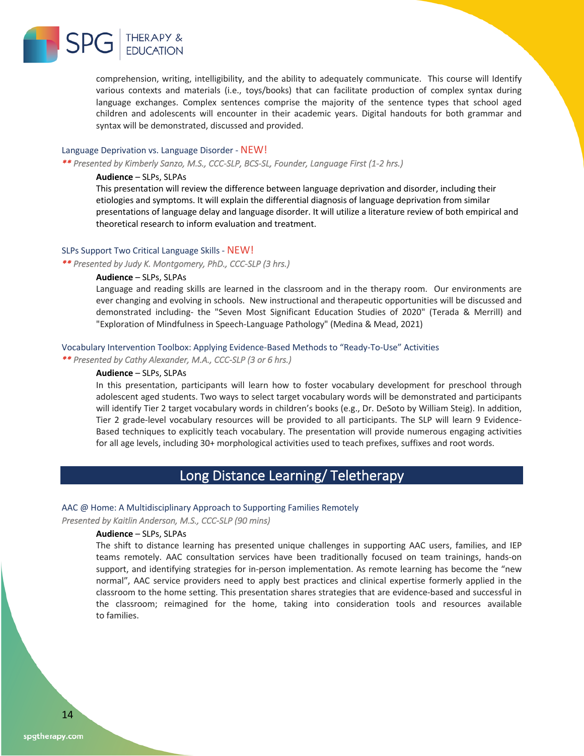comprehension, writing, intelligibility, and the ability to adequately communicate. This course will Identify various contexts and materials (i.e., toys/books) that can facilitate production of complex syntax during language exchanges. Complex sentences comprise the majority of the sentence types that school aged children and adolescents will encounter in their academic years. Digital handouts for both grammar and syntax will be demonstrated, discussed and provided.

### Language Deprivation vs. Language Disorder - NEW!

*** Presented by Kimberly Sanzo, M.S., CCC-SLP, BCS-SL, Founder, Language First (1-2 hrs.)*

**Audience** – SLPs, SLPAs

This presentation will review the difference between language deprivation and disorder, including their etiologies and symptoms. It will explain the differential diagnosis of language deprivation from similar presentations of language delay and language disorder. It will utilize a literature review of both empirical and theoretical research to inform evaluation and treatment.

### SLPs Support Two Critical Language Skills - NEW!

*** Presented by Judy K. Montgomery, PhD., CCC-SLP (3 hrs.)*

**Audience** – SLPs, SLPAs

Language and reading skills are learned in the classroom and in the therapy room. Our environments are ever changing and evolving in schools. New instructional and therapeutic opportunities will be discussed and demonstrated including- the "Seven Most Significant Education Studies of 2020" (Terada & Merrill) and "Exploration of Mindfulness in Speech-Language Pathology" (Medina & Mead, 2021)

### Vocabulary Intervention Toolbox: Applying Evidence-Based Methods to "Ready-To-Use" Activities

*** Presented by Cathy Alexander, M.A., CCC-SLP (3 or 6 hrs.)*

**Audience** – SLPs, SLPAs

In this presentation, participants will learn how to foster vocabulary development for preschool through adolescent aged students. Two ways to select target vocabulary words will be demonstrated and participants will identify Tier 2 target vocabulary words in children's books (e.g., Dr. DeSoto by William Steig). In addition, Tier 2 grade-level vocabulary resources will be provided to all participants. The SLP will learn 9 Evidence-Based techniques to explicitly teach vocabulary. The presentation will provide numerous engaging activities for all age levels, including 30+ morphological activities used to teach prefixes, suffixes and root words.

## Long Distance Learning/ Teletherapy

### AAC @ Home: A Multidisciplinary Approach to Supporting Families Remotely

*Presented by Kaitlin Anderson, M.S., CCC-SLP (90 mins)*

**Audience** – SLPs, SLPAs

The shift to distance learning has presented unique challenges in supporting AAC users, families, and IEP teams remotely. AAC consultation services have been traditionally focused on team trainings, hands-on support, and identifying strategies for in-person implementation. As remote learning has become the "new normal", AAC service providers need to apply best practices and clinical expertise formerly applied in the classroom to the home setting. This presentation shares strategies that are evidence-based and successful in the classroom; reimagined for the home, taking into consideration tools and resources available to families.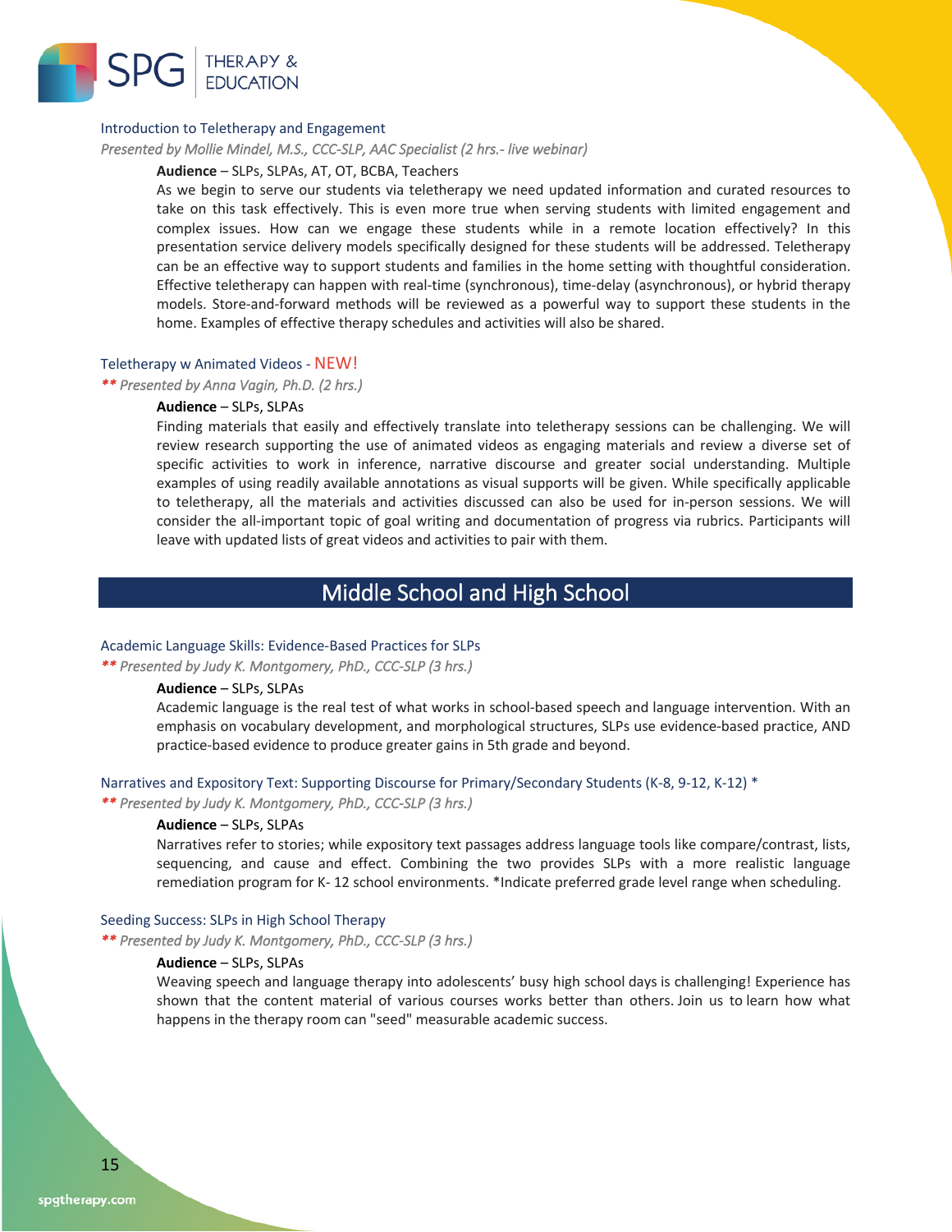### Introduction to Teletherapy and Engagement

*Presented by Mollie Mindel, M.S., CCC-SLP, AAC Specialist (2 hrs.- live webinar)*

**Audience** – SLPs, SLPAs, AT, OT, BCBA, Teachers

As we begin to serve our students via teletherapy we need updated information and curated resources to take on this task effectively. This is even more true when serving students with limited engagement and complex issues. How can we engage these students while in a remote location effectively? In this presentation service delivery models specifically designed for these students will be addressed. Teletherapy can be an effective way to support students and families in the home setting with thoughtful consideration. Effective teletherapy can happen with real-time (synchronous), time-delay (asynchronous), or hybrid therapy models. Store-and-forward methods will be reviewed as a powerful way to support these students in the home. Examples of effective therapy schedules and activities will also be shared.

### Teletherapy w Animated Videos - NEW!

*** Presented by Anna Vagin, Ph.D. (2 hrs.)*

**Audience** – SLPs, SLPAs

Finding materials that easily and effectively translate into teletherapy sessions can be challenging. We will review research supporting the use of animated videos as engaging materials and review a diverse set of specific activities to work in inference, narrative discourse and greater social understanding. Multiple examples of using readily available annotations as visual supports will be given. While specifically applicable to teletherapy, all the materials and activities discussed can also be used for in-person sessions. We will consider the all-important topic of goal writing and documentation of progress via rubrics. Participants will leave with updated lists of great videos and activities to pair with them.

## Middle School and High School

### Academic Language Skills: Evidence-Based Practices for SLPs

*** Presented by Judy K. Montgomery, PhD., CCC-SLP (3 hrs.)*

**Audience** – SLPs, SLPAs

Academic language is the real test of what works in school-based speech and language intervention. With an emphasis on vocabulary development, and morphological structures, SLPs use evidence-based practice, AND practice-based evidence to produce greater gains in 5th grade and beyond.

### Narratives and Expository Text: Supporting Discourse for Primary/Secondary Students (K-8, 9-12, K-12) *

*** Presented by Judy K. Montgomery, PhD., CCC-SLP (3 hrs.)*

**Audience** – SLPs, SLPAs

Narratives refer to stories; while expository text passages address language tools like compare/contrast, lists, sequencing, and cause and effect. Combining the two provides SLPs with a more realistic language remediation program for K- 12 school environments. *Indicate preferred grade level range when scheduling.

### Seeding Success: SLPs in High School Therapy

*** Presented by Judy K. Montgomery, PhD., CCC-SLP (3 hrs.)*

**Audience** – SLPs, SLPAs

Weaving speech and language therapy into adolescents' busy high school days is challenging! Experience has shown that the content material of various courses works better than others. Join us to learn how what happens in the therapy room can "seed" measurable academic success.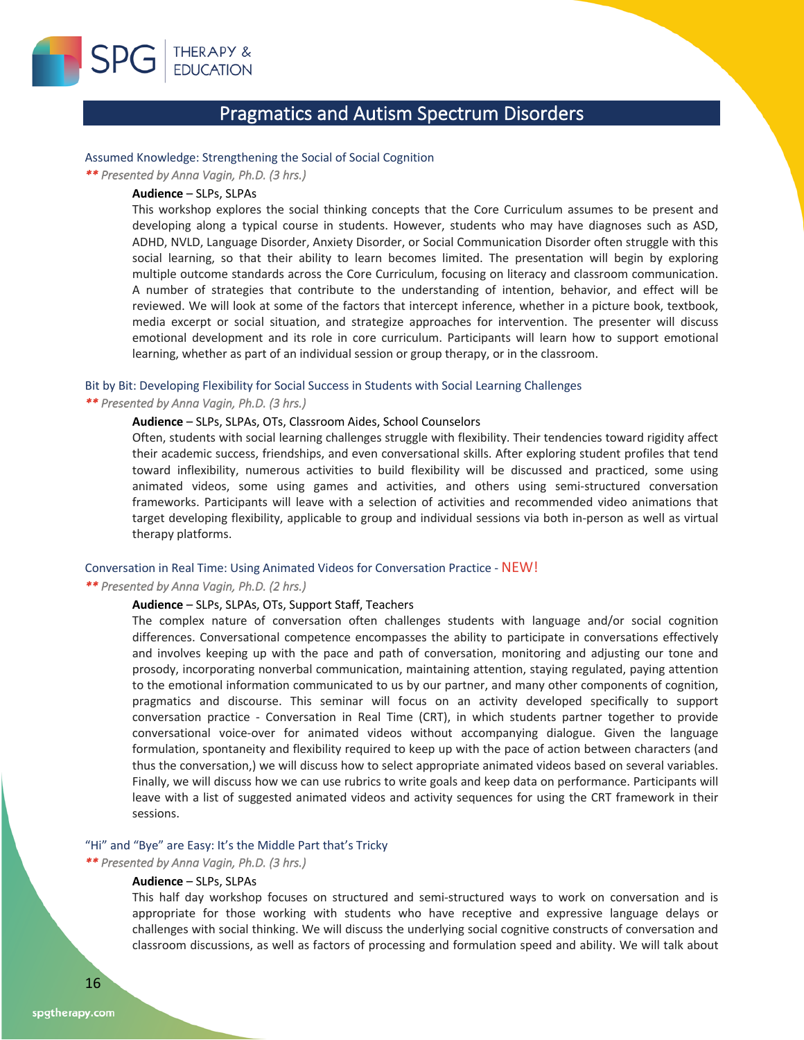# Pragmatics and Autism Spectrum Disorders

### Assumed Knowledge: Strengthening the Social of Social Cognition

*** Presented by Anna Vagin, Ph.D. (3 hrs.)*

**Audience** – SLPs, SLPAs

This workshop explores the social thinking concepts that the Core Curriculum assumes to be present and developing along a typical course in students. However, students who may have diagnoses such as ASD, ADHD, NVLD, Language Disorder, Anxiety Disorder, or Social Communication Disorder often struggle with this social learning, so that their ability to learn becomes limited. The presentation will begin by exploring multiple outcome standards across the Core Curriculum, focusing on literacy and classroom communication. A number of strategies that contribute to the understanding of intention, behavior, and effect will be reviewed. We will look at some of the factors that intercept inference, whether in a picture book, textbook, media excerpt or social situation, and strategize approaches for intervention. The presenter will discuss emotional development and its role in core curriculum. Participants will learn how to support emotional learning, whether as part of an individual session or group therapy, or in the classroom.

### Bit by Bit: Developing Flexibility for Social Success in Students with Social Learning Challenges

*** Presented by Anna Vagin, Ph.D. (3 hrs.)*

**Audience** – SLPs, SLPAs, OTs, Classroom Aides, School Counselors

Often, students with social learning challenges struggle with flexibility. Their tendencies toward rigidity affect their academic success, friendships, and even conversational skills. After exploring student profiles that tend toward inflexibility, numerous activities to build flexibility will be discussed and practiced, some using animated videos, some using games and activities, and others using semi-structured conversation frameworks. Participants will leave with a selection of activities and recommended video animations that target developing flexibility, applicable to group and individual sessions via both in-person as well as virtual therapy platforms.

### Conversation in Real Time: Using Animated Videos for Conversation Practice - NEW!

*** Presented by Anna Vagin, Ph.D. (2 hrs.)*

**Audience** – SLPs, SLPAs, OTs, Support Staff, Teachers

The complex nature of conversation often challenges students with language and/or social cognition differences. Conversational competence encompasses the ability to participate in conversations effectively and involves keeping up with the pace and path of conversation, monitoring and adjusting our tone and prosody, incorporating nonverbal communication, maintaining attention, staying regulated, paying attention to the emotional information communicated to us by our partner, and many other components of cognition, pragmatics and discourse. This seminar will focus on an activity developed specifically to support conversation practice - Conversation in Real Time (CRT), in which students partner together to provide conversational voice-over for animated videos without accompanying dialogue. Given the language formulation, spontaneity and flexibility required to keep up with the pace of action between characters (and thus the conversation,) we will discuss how to select appropriate animated videos based on several variables. Finally, we will discuss how we can use rubrics to write goals and keep data on performance. Participants will leave with a list of suggested animated videos and activity sequences for using the CRT framework in their sessions.

### "Hi" and "Bye" are Easy: It's the Middle Part that's Tricky

*** Presented by Anna Vagin, Ph.D. (3 hrs.)*

**Audience** – SLPs, SLPAs

This half day workshop focuses on structured and semi-structured ways to work on conversation and is appropriate for those working with students who have receptive and expressive language delays or challenges with social thinking. We will discuss the underlying social cognitive constructs of conversation and classroom discussions, as well as factors of processing and formulation speed and ability. We will talk about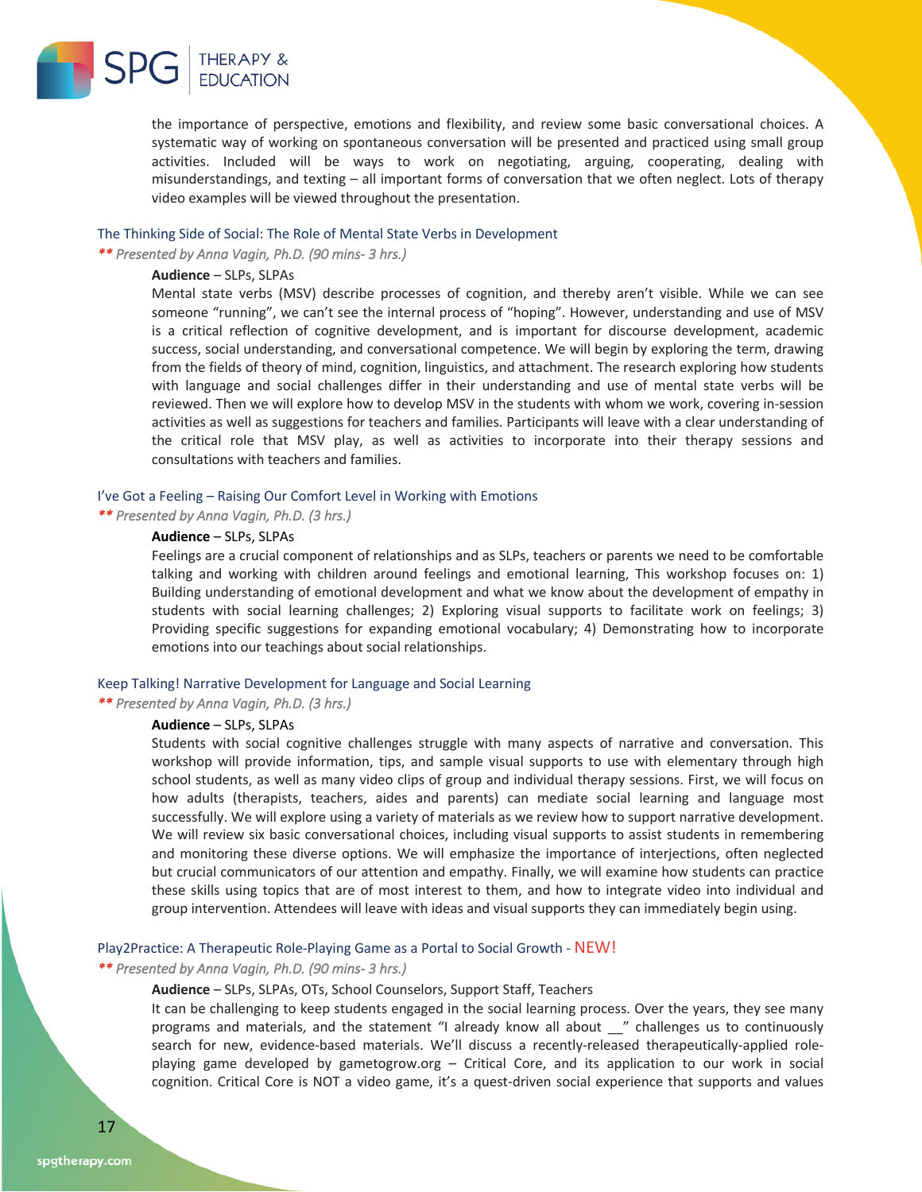the importance of perspective, emotions and flexibility, and review some basic conversational choices. A systematic way of working on spontaneous conversation will be presented and practiced using small group activities. Included will be ways to work on negotiating, arguing, cooperating, dealing with misunderstandings, and texting – all important forms of conversation that we often neglect. Lots of therapy video examples will be viewed throughout the presentation.

### The Thinking Side of Social: The Role of Mental State Verbs in Development

*\*\* Presented by Anna Vagin, Ph.D. (90 mins- 3 hrs.)*

**Audience** – SLPs, SLPAs

Mental state verbs (MSV) describe processes of cognition, and thereby aren't visible. While we can see someone "running", we can't see the internal process of "hoping". However, understanding and use of MSV is a critical reflection of cognitive development, and is important for discourse development, academic success, social understanding, and conversational competence. We will begin by exploring the term, drawing from the fields of theory of mind, cognition, linguistics, and attachment. The research exploring how students with language and social challenges differ in their understanding and use of mental state verbs will be reviewed. Then we will explore how to develop MSV in the students with whom we work, covering in-session activities as well as suggestions for teachers and families. Participants will leave with a clear understanding of the critical role that MSV play, as well as activities to incorporate into their therapy sessions and consultations with teachers and families.

### I've Got a Feeling – Raising Our Comfort Level in Working with Emotions

*\*\* Presented by Anna Vagin, Ph.D. (3 hrs.)*

**Audience** – SLPs, SLPAs

Feelings are a crucial component of relationships and as SLPs, teachers or parents we need to be comfortable talking and working with children around feelings and emotional learning, This workshop focuses on: 1) Building understanding of emotional development and what we know about the development of empathy in students with social learning challenges; 2) Exploring visual supports to facilitate work on feelings; 3) Providing specific suggestions for expanding emotional vocabulary; 4) Demonstrating how to incorporate emotions into our teachings about social relationships.

### Keep Talking! Narrative Development for Language and Social Learning

*\*\* Presented by Anna Vagin, Ph.D. (3 hrs.)*

**Audience** – SLPs, SLPAs

Students with social cognitive challenges struggle with many aspects of narrative and conversation. This workshop will provide information, tips, and sample visual supports to use with elementary through high school students, as well as many video clips of group and individual therapy sessions. First, we will focus on how adults (therapists, teachers, aides and parents) can mediate social learning and language most successfully. We will explore using a variety of materials as we review how to support narrative development. We will review six basic conversational choices, including visual supports to assist students in remembering and monitoring these diverse options. We will emphasize the importance of interjections, often neglected but crucial communicators of our attention and empathy. Finally, we will examine how students can practice these skills using topics that are of most interest to them, and how to integrate video into individual and group intervention. Attendees will leave with ideas and visual supports they can immediately begin using.

### Play2Practice: A Therapeutic Role-Playing Game as a Portal to Social Growth - NEW!

*\*\* Presented by Anna Vagin, Ph.D. (90 mins- 3 hrs.)*

**Audience** – SLPs, SLPAs, OTs, School Counselors, Support Staff, Teachers

It can be challenging to keep students engaged in the social learning process. Over the years, they see many programs and materials, and the statement "I already know all about __" challenges us to continuously search for new, evidence-based materials. We'll discuss a recently-released therapeutically-applied role-playing game developed by gametogrow.org – Critical Core, and its application to our work in social cognition. Critical Core is NOT a video game, it's a quest-driven social experience that supports and values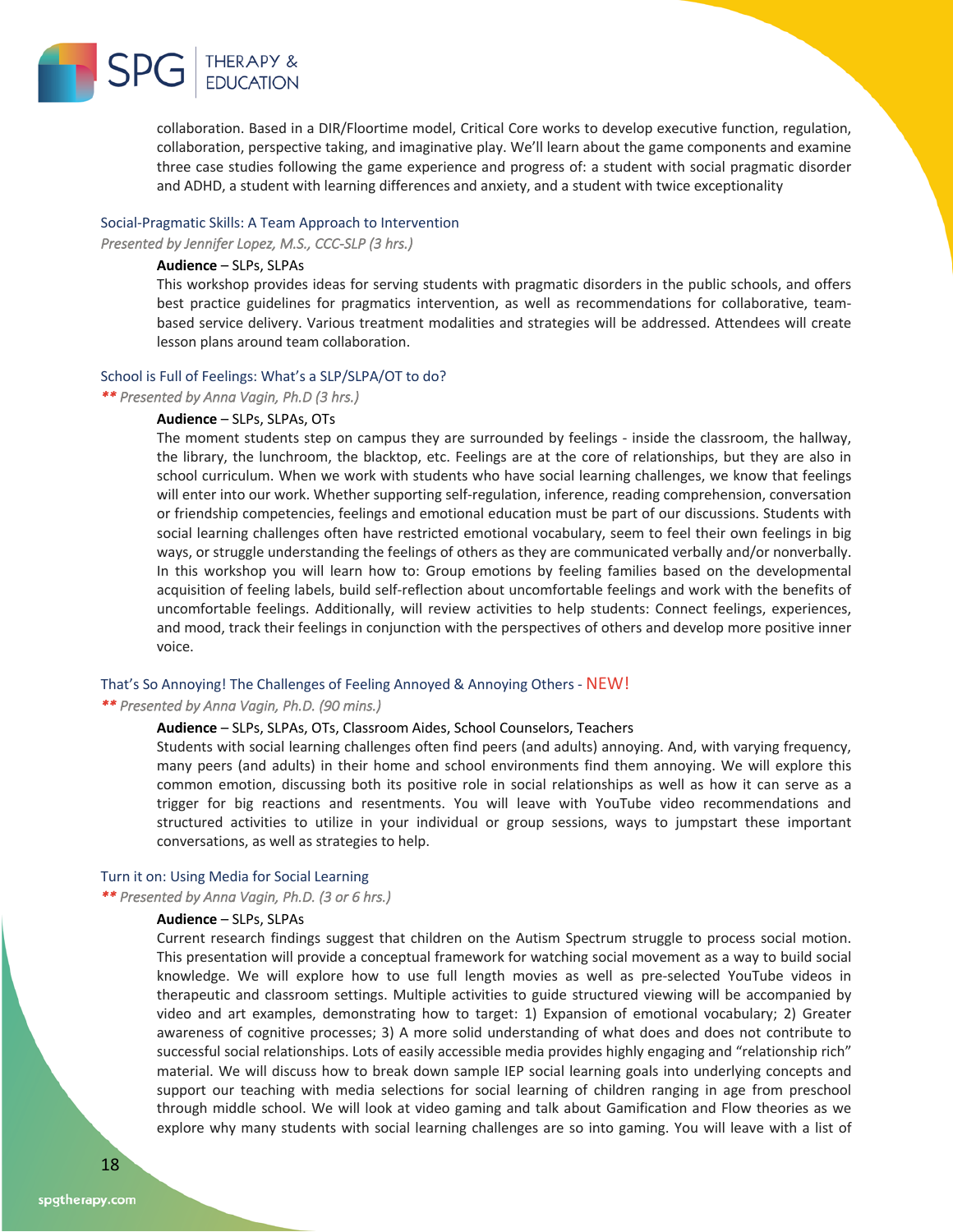collaboration. Based in a DIR/Floortime model, Critical Core works to develop executive function, regulation, collaboration, perspective taking, and imaginative play. We'll learn about the game components and examine three case studies following the game experience and progress of: a student with social pragmatic disorder and ADHD, a student with learning differences and anxiety, and a student with twice exceptionality

### Social-Pragmatic Skills: A Team Approach to Intervention

*Presented by Jennifer Lopez, M.S., CCC-SLP (3 hrs.)*

**Audience** – SLPs, SLPAs

This workshop provides ideas for serving students with pragmatic disorders in the public schools, and offers best practice guidelines for pragmatics intervention, as well as recommendations for collaborative, team-based service delivery. Various treatment modalities and strategies will be addressed. Attendees will create lesson plans around team collaboration.

### School is Full of Feelings: What's a SLP/SLPA/OT to do?

*** Presented by Anna Vagin, Ph.D (3 hrs.)*

**Audience** – SLPs, SLPAs, OTs

The moment students step on campus they are surrounded by feelings - inside the classroom, the hallway, the library, the lunchroom, the blacktop, etc. Feelings are at the core of relationships, but they are also in school curriculum. When we work with students who have social learning challenges, we know that feelings will enter into our work. Whether supporting self-regulation, inference, reading comprehension, conversation or friendship competencies, feelings and emotional education must be part of our discussions. Students with social learning challenges often have restricted emotional vocabulary, seem to feel their own feelings in big ways, or struggle understanding the feelings of others as they are communicated verbally and/or nonverbally. In this workshop you will learn how to: Group emotions by feeling families based on the developmental acquisition of feeling labels, build self-reflection about uncomfortable feelings and work with the benefits of uncomfortable feelings. Additionally, will review activities to help students: Connect feelings, experiences, and mood, track their feelings in conjunction with the perspectives of others and develop more positive inner voice.

### That's So Annoying! The Challenges of Feeling Annoyed & Annoying Others - NEW!

*** Presented by Anna Vagin, Ph.D. (90 mins.)*

**Audience** – SLPs, SLPAs, OTs, Classroom Aides, School Counselors, Teachers

Students with social learning challenges often find peers (and adults) annoying. And, with varying frequency, many peers (and adults) in their home and school environments find them annoying. We will explore this common emotion, discussing both its positive role in social relationships as well as how it can serve as a trigger for big reactions and resentments. You will leave with YouTube video recommendations and structured activities to utilize in your individual or group sessions, ways to jumpstart these important conversations, as well as strategies to help.

### Turn it on: Using Media for Social Learning

*** Presented by Anna Vagin, Ph.D. (3 or 6 hrs.)*

**Audience** – SLPs, SLPAs

Current research findings suggest that children on the Autism Spectrum struggle to process social motion. This presentation will provide a conceptual framework for watching social movement as a way to build social knowledge. We will explore how to use full length movies as well as pre-selected YouTube videos in therapeutic and classroom settings. Multiple activities to guide structured viewing will be accompanied by video and art examples, demonstrating how to target: 1) Expansion of emotional vocabulary; 2) Greater awareness of cognitive processes; 3) A more solid understanding of what does and does not contribute to successful social relationships. Lots of easily accessible media provides highly engaging and "relationship rich" material. We will discuss how to break down sample IEP social learning goals into underlying concepts and support our teaching with media selections for social learning of children ranging in age from preschool through middle school. We will look at video gaming and talk about Gamification and Flow theories as we explore why many students with social learning challenges are so into gaming. You will leave with a list of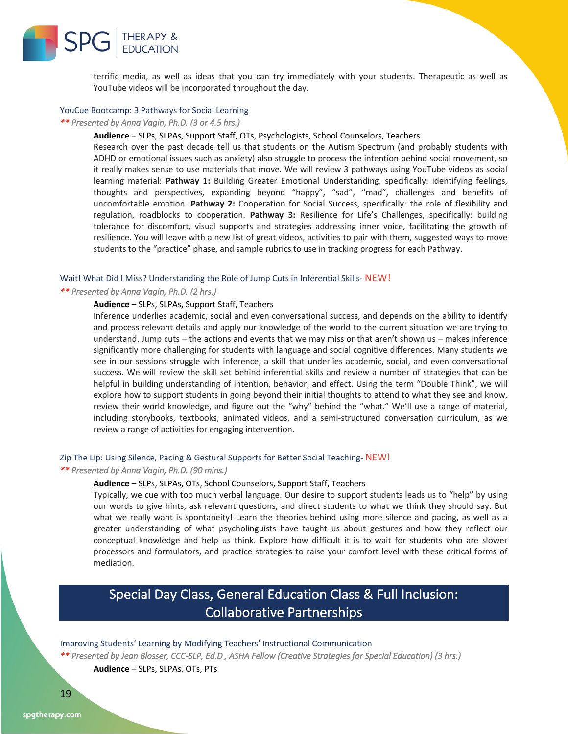terrific media, as well as ideas that you can try immediately with your students. Therapeutic as well as YouTube videos will be incorporated throughout the day.

### YouCue Bootcamp: 3 Pathways for Social Learning

*** Presented by Anna Vagin, Ph.D. (3 or 4.5 hrs.)*

**Audience** – SLPs, SLPAs, Support Staff, OTs, Psychologists, School Counselors, Teachers

Research over the past decade tell us that students on the Autism Spectrum (and probably students with ADHD or emotional issues such as anxiety) also struggle to process the intention behind social movement, so it really makes sense to use materials that move. We will review 3 pathways using YouTube videos as social learning material: **Pathway 1:** Building Greater Emotional Understanding, specifically: identifying feelings, thoughts and perspectives, expanding beyond "happy", "sad", "mad", challenges and benefits of uncomfortable emotion. **Pathway 2:** Cooperation for Social Success, specifically: the role of flexibility and regulation, roadblocks to cooperation. **Pathway 3:** Resilience for Life's Challenges, specifically: building tolerance for discomfort, visual supports and strategies addressing inner voice, facilitating the growth of resilience. You will leave with a new list of great videos, activities to pair with them, suggested ways to move students to the "practice" phase, and sample rubrics to use in tracking progress for each Pathway.

### Wait! What Did I Miss? Understanding the Role of Jump Cuts in Inferential Skills- NEW!

*** Presented by Anna Vagin, Ph.D. (2 hrs.)*

**Audience** – SLPs, SLPAs, Support Staff, Teachers

Inference underlies academic, social and even conversational success, and depends on the ability to identify and process relevant details and apply our knowledge of the world to the current situation we are trying to understand. Jump cuts – the actions and events that we may miss or that aren't shown us – makes inference significantly more challenging for students with language and social cognitive differences. Many students we see in our sessions struggle with inference, a skill that underlies academic, social, and even conversational success. We will review the skill set behind inferential skills and review a number of strategies that can be helpful in building understanding of intention, behavior, and effect. Using the term "Double Think", we will explore how to support students in going beyond their initial thoughts to attend to what they see and know, review their world knowledge, and figure out the "why" behind the "what." We'll use a range of material, including storybooks, textbooks, animated videos, and a semi-structured conversation curriculum, as we review a range of activities for engaging intervention.

### Zip The Lip: Using Silence, Pacing & Gestural Supports for Better Social Teaching- NEW!

*** Presented by Anna Vagin, Ph.D. (90 mins.)*

**Audience** – SLPs, SLPAs, OTs, School Counselors, Support Staff, Teachers

Typically, we cue with too much verbal language. Our desire to support students leads us to "help" by using our words to give hints, ask relevant questions, and direct students to what we think they should say. But what we really want is spontaneity! Learn the theories behind using more silence and pacing, as well as a greater understanding of what psycholinguists have taught us about gestures and how they reflect our conceptual knowledge and help us think. Explore how difficult it is to wait for students who are slower processors and formulators, and practice strategies to raise your comfort level with these critical forms of mediation.

## Special Day Class, General Education Class & Full Inclusion: Collaborative Partnerships

### Improving Students' Learning by Modifying Teachers' Instructional Communication

*** Presented by Jean Blosser, CCC-SLP, Ed.D , ASHA Fellow (Creative Strategies for Special Education) (3 hrs.)*

**Audience** – SLPs, SLPAs, OTs, PTs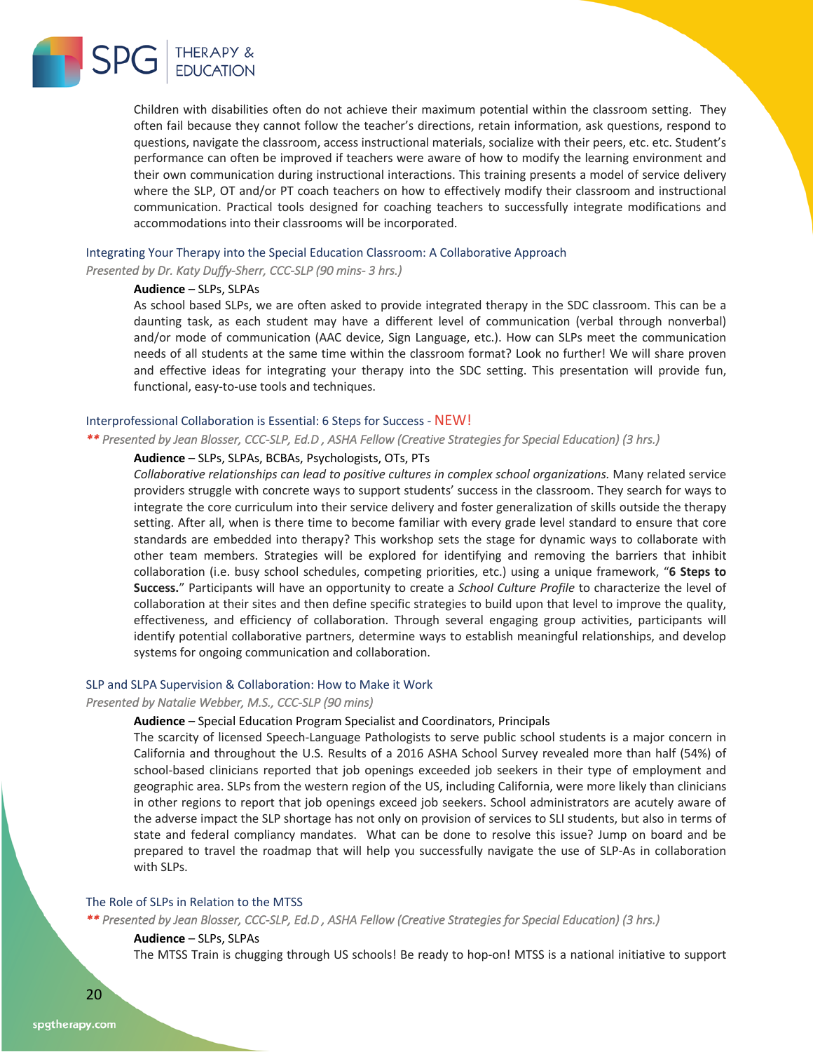Children with disabilities often do not achieve their maximum potential within the classroom setting. They often fail because they cannot follow the teacher's directions, retain information, ask questions, respond to questions, navigate the classroom, access instructional materials, socialize with their peers, etc. etc. Student's performance can often be improved if teachers were aware of how to modify the learning environment and their own communication during instructional interactions. This training presents a model of service delivery where the SLP, OT and/or PT coach teachers on how to effectively modify their classroom and instructional communication. Practical tools designed for coaching teachers to successfully integrate modifications and accommodations into their classrooms will be incorporated.

### Integrating Your Therapy into the Special Education Classroom: A Collaborative Approach

*Presented by Dr. Katy Duffy-Sherr, CCC-SLP (90 mins- 3 hrs.)*

**Audience** – SLPs, SLPAs

As school based SLPs, we are often asked to provide integrated therapy in the SDC classroom. This can be a daunting task, as each student may have a different level of communication (verbal through nonverbal) and/or mode of communication (AAC device, Sign Language, etc.). How can SLPs meet the communication needs of all students at the same time within the classroom format? Look no further! We will share proven and effective ideas for integrating your therapy into the SDC setting. This presentation will provide fun, functional, easy-to-use tools and techniques.

### Interprofessional Collaboration is Essential: 6 Steps for Success - NEW!

*** Presented by Jean Blosser, CCC-SLP, Ed.D , ASHA Fellow (Creative Strategies for Special Education) (3 hrs.)*

**Audience** – SLPs, SLPAs, BCBAs, Psychologists, OTs, PTs

*Collaborative relationships can lead to positive cultures in complex school organizations.* Many related service providers struggle with concrete ways to support students' success in the classroom. They search for ways to integrate the core curriculum into their service delivery and foster generalization of skills outside the therapy setting. After all, when is there time to become familiar with every grade level standard to ensure that core standards are embedded into therapy? This workshop sets the stage for dynamic ways to collaborate with other team members. Strategies will be explored for identifying and removing the barriers that inhibit collaboration (i.e. busy school schedules, competing priorities, etc.) using a unique framework, "**6 Steps to Success.**" Participants will have an opportunity to create a *School Culture Profile* to characterize the level of collaboration at their sites and then define specific strategies to build upon that level to improve the quality, effectiveness, and efficiency of collaboration. Through several engaging group activities, participants will identify potential collaborative partners, determine ways to establish meaningful relationships, and develop systems for ongoing communication and collaboration.

### SLP and SLPA Supervision & Collaboration: How to Make it Work

*Presented by Natalie Webber, M.S., CCC-SLP (90 mins)*

**Audience** – Special Education Program Specialist and Coordinators, Principals

The scarcity of licensed Speech-Language Pathologists to serve public school students is a major concern in California and throughout the U.S. Results of a 2016 ASHA School Survey revealed more than half (54%) of school-based clinicians reported that job openings exceeded job seekers in their type of employment and geographic area. SLPs from the western region of the US, including California, were more likely than clinicians in other regions to report that job openings exceed job seekers. School administrators are acutely aware of the adverse impact the SLP shortage has not only on provision of services to SLI students, but also in terms of state and federal compliancy mandates. What can be done to resolve this issue? Jump on board and be prepared to travel the roadmap that will help you successfully navigate the use of SLP-As in collaboration with SLPs.

### The Role of SLPs in Relation to the MTSS

*** Presented by Jean Blosser, CCC-SLP, Ed.D , ASHA Fellow (Creative Strategies for Special Education) (3 hrs.)*

**Audience** – SLPs, SLPAs

The MTSS Train is chugging through US schools! Be ready to hop-on! MTSS is a national initiative to support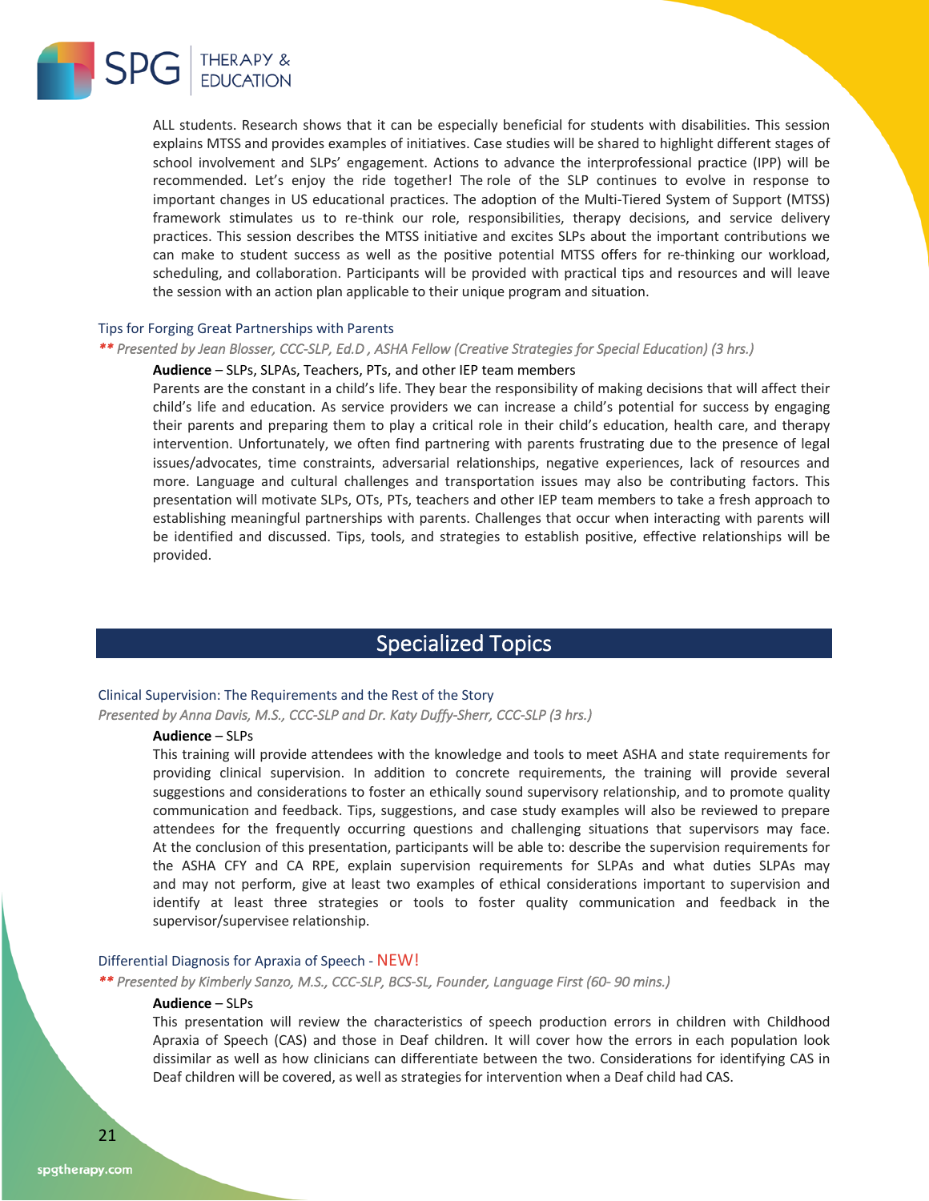ALL students. Research shows that it can be especially beneficial for students with disabilities. This session explains MTSS and provides examples of initiatives. Case studies will be shared to highlight different stages of school involvement and SLPs' engagement. Actions to advance the interprofessional practice (IPP) will be recommended. Let's enjoy the ride together! The role of the SLP continues to evolve in response to important changes in US educational practices. The adoption of the Multi-Tiered System of Support (MTSS) framework stimulates us to re-think our role, responsibilities, therapy decisions, and service delivery practices. This session describes the MTSS initiative and excites SLPs about the important contributions we can make to student success as well as the positive potential MTSS offers for re-thinking our workload, scheduling, and collaboration. Participants will be provided with practical tips and resources and will leave the session with an action plan applicable to their unique program and situation.

### Tips for Forging Great Partnerships with Parents

*\*\* Presented by Jean Blosser, CCC-SLP, Ed.D , ASHA Fellow (Creative Strategies for Special Education) (3 hrs.)*

**Audience** – SLPs, SLPAs, Teachers, PTs, and other IEP team members

Parents are the constant in a child's life. They bear the responsibility of making decisions that will affect their child's life and education. As service providers we can increase a child's potential for success by engaging their parents and preparing them to play a critical role in their child's education, health care, and therapy intervention. Unfortunately, we often find partnering with parents frustrating due to the presence of legal issues/advocates, time constraints, adversarial relationships, negative experiences, lack of resources and more. Language and cultural challenges and transportation issues may also be contributing factors. This presentation will motivate SLPs, OTs, PTs, teachers and other IEP team members to take a fresh approach to establishing meaningful partnerships with parents. Challenges that occur when interacting with parents will be identified and discussed. Tips, tools, and strategies to establish positive, effective relationships will be provided.

## Specialized Topics

### Clinical Supervision: The Requirements and the Rest of the Story

*Presented by Anna Davis, M.S., CCC-SLP and Dr. Katy Duffy-Sherr, CCC-SLP (3 hrs.)*

**Audience** – SLPs

This training will provide attendees with the knowledge and tools to meet ASHA and state requirements for providing clinical supervision. In addition to concrete requirements, the training will provide several suggestions and considerations to foster an ethically sound supervisory relationship, and to promote quality communication and feedback. Tips, suggestions, and case study examples will also be reviewed to prepare attendees for the frequently occurring questions and challenging situations that supervisors may face. At the conclusion of this presentation, participants will be able to: describe the supervision requirements for the ASHA CFY and CA RPE, explain supervision requirements for SLPAs and what duties SLPAs may and may not perform, give at least two examples of ethical considerations important to supervision and identify at least three strategies or tools to foster quality communication and feedback in the supervisor/supervisee relationship.

### Differential Diagnosis for Apraxia of Speech - NEW!

*\*\* Presented by Kimberly Sanzo, M.S., CCC-SLP, BCS-SL, Founder, Language First (60- 90 mins.)*

**Audience** – SLPs

This presentation will review the characteristics of speech production errors in children with Childhood Apraxia of Speech (CAS) and those in Deaf children. It will cover how the errors in each population look dissimilar as well as how clinicians can differentiate between the two. Considerations for identifying CAS in Deaf children will be covered, as well as strategies for intervention when a Deaf child had CAS.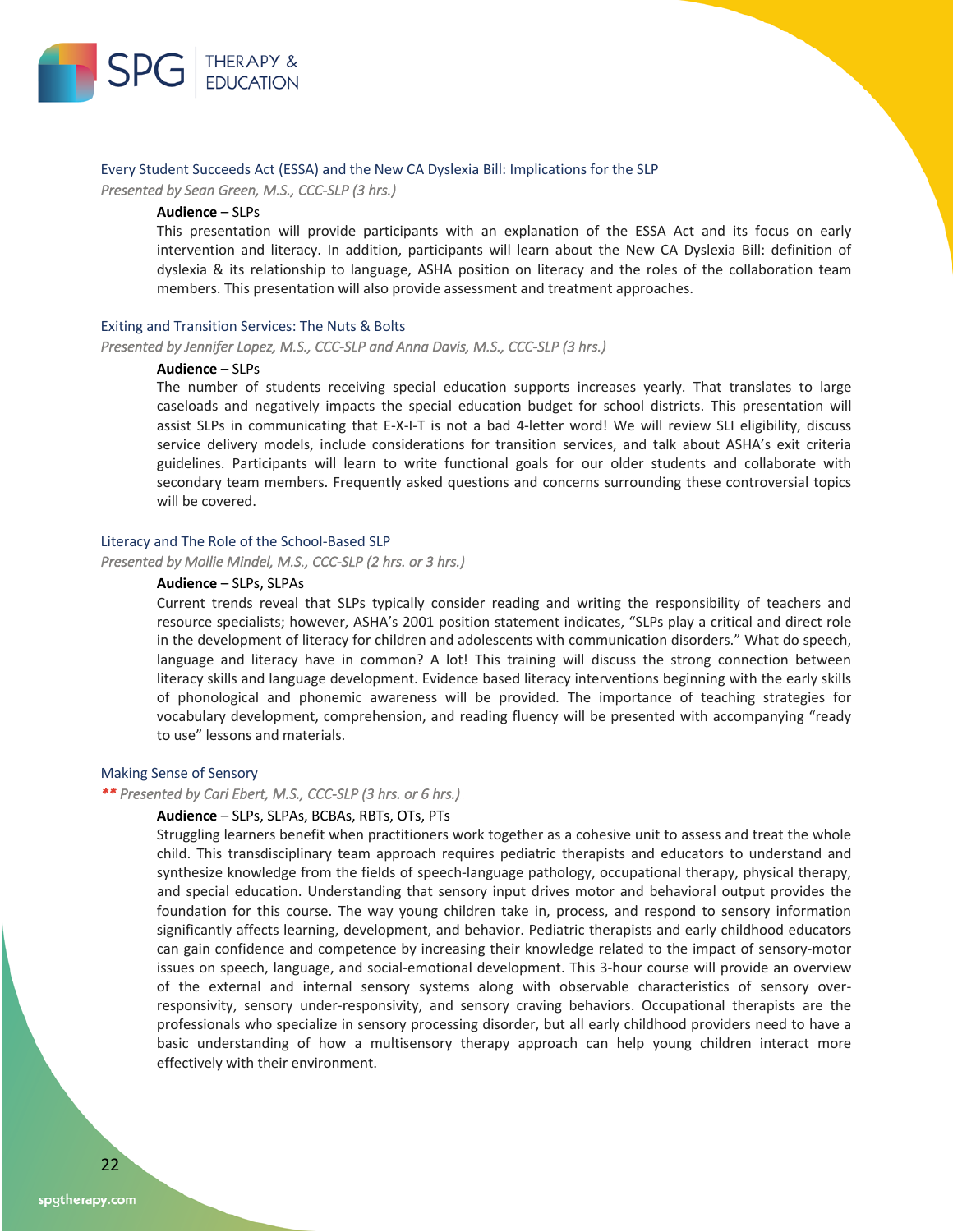### Every Student Succeeds Act (ESSA) and the New CA Dyslexia Bill: Implications for the SLP

*Presented by Sean Green, M.S., CCC-SLP (3 hrs.)*

**Audience** – SLPs

This presentation will provide participants with an explanation of the ESSA Act and its focus on early intervention and literacy. In addition, participants will learn about the New CA Dyslexia Bill: definition of dyslexia & its relationship to language, ASHA position on literacy and the roles of the collaboration team members. This presentation will also provide assessment and treatment approaches.

### Exiting and Transition Services: The Nuts & Bolts

*Presented by Jennifer Lopez, M.S., CCC-SLP and Anna Davis, M.S., CCC-SLP (3 hrs.)*

**Audience** – SLPs

The number of students receiving special education supports increases yearly. That translates to large caseloads and negatively impacts the special education budget for school districts. This presentation will assist SLPs in communicating that E-X-I-T is not a bad 4-letter word! We will review SLI eligibility, discuss service delivery models, include considerations for transition services, and talk about ASHA's exit criteria guidelines. Participants will learn to write functional goals for our older students and collaborate with secondary team members. Frequently asked questions and concerns surrounding these controversial topics will be covered.

### Literacy and The Role of the School-Based SLP

*Presented by Mollie Mindel, M.S., CCC-SLP (2 hrs. or 3 hrs.)*

**Audience** – SLPs, SLPAs

Current trends reveal that SLPs typically consider reading and writing the responsibility of teachers and resource specialists; however, ASHA's 2001 position statement indicates, "SLPs play a critical and direct role in the development of literacy for children and adolescents with communication disorders." What do speech, language and literacy have in common? A lot! This training will discuss the strong connection between literacy skills and language development. Evidence based literacy interventions beginning with the early skills of phonological and phonemic awareness will be provided. The importance of teaching strategies for vocabulary development, comprehension, and reading fluency will be presented with accompanying "ready to use" lessons and materials.

### Making Sense of Sensory

***** *Presented by Cari Ebert, M.S., CCC-SLP (3 hrs. or 6 hrs.)*

**Audience** – SLPs, SLPAs, BCBAs, RBTs, OTs, PTs

Struggling learners benefit when practitioners work together as a cohesive unit to assess and treat the whole child. This transdisciplinary team approach requires pediatric therapists and educators to understand and synthesize knowledge from the fields of speech-language pathology, occupational therapy, physical therapy, and special education. Understanding that sensory input drives motor and behavioral output provides the foundation for this course. The way young children take in, process, and respond to sensory information significantly affects learning, development, and behavior. Pediatric therapists and early childhood educators can gain confidence and competence by increasing their knowledge related to the impact of sensory-motor issues on speech, language, and social-emotional development. This 3-hour course will provide an overview of the external and internal sensory systems along with observable characteristics of sensory over-responsivity, sensory under-responsivity, and sensory craving behaviors. Occupational therapists are the professionals who specialize in sensory processing disorder, but all early childhood providers need to have a basic understanding of how a multisensory therapy approach can help young children interact more effectively with their environment.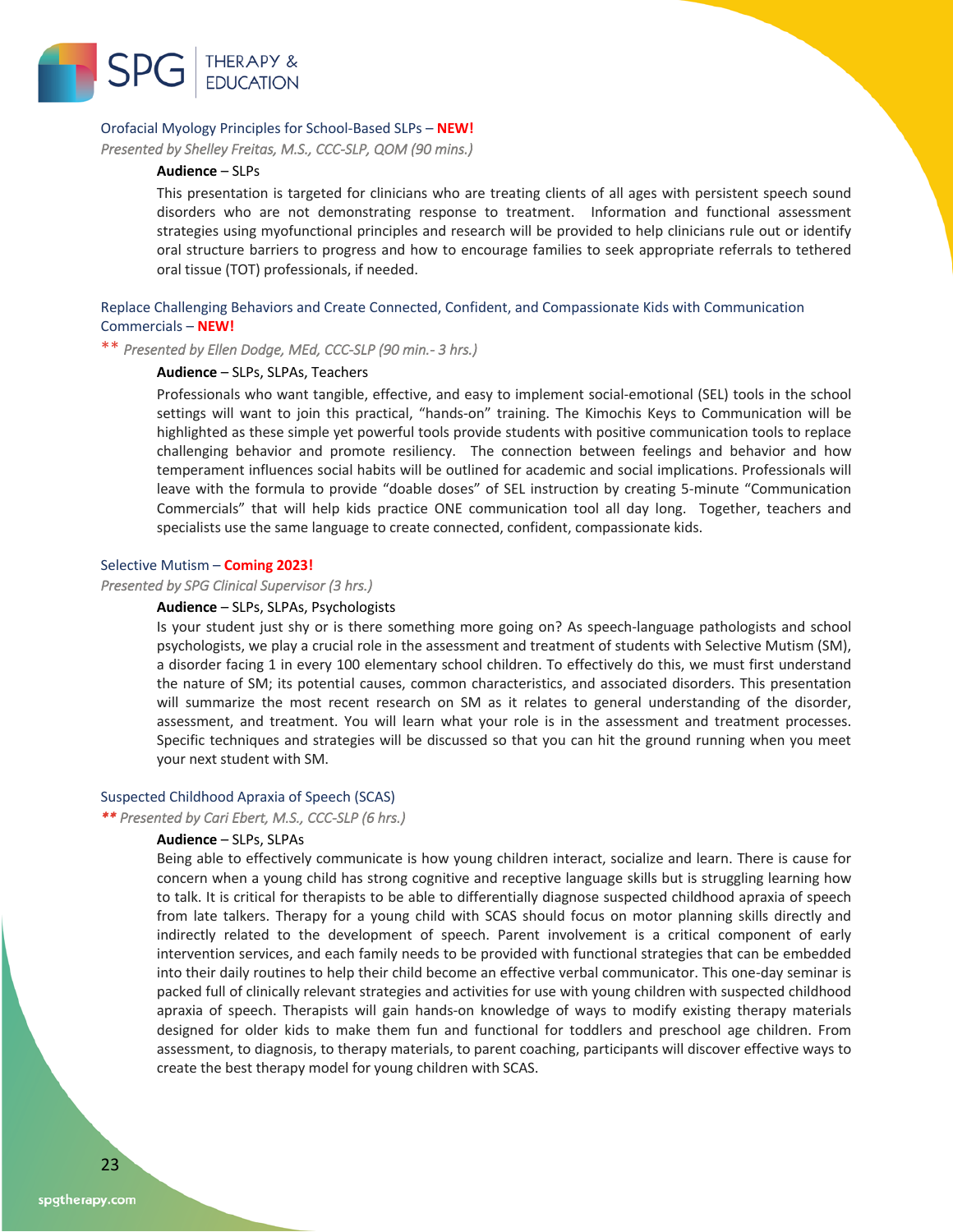### Orofacial Myology Principles for School-Based SLPs – **NEW!**

*Presented by Shelley Freitas, M.S., CCC-SLP, QOM (90 mins.)*

**Audience** – SLPs

This presentation is targeted for clinicians who are treating clients of all ages with persistent speech sound disorders who are not demonstrating response to treatment. Information and functional assessment strategies using myofunctional principles and research will be provided to help clinicians rule out or identify oral structure barriers to progress and how to encourage families to seek appropriate referrals to tethered oral tissue (TOT) professionals, if needed.

### Replace Challenging Behaviors and Create Connected, Confident, and Compassionate Kids with Communication Commercials – **NEW!**

** *Presented by Ellen Dodge, MEd, CCC-SLP (90 min.- 3 hrs.)*

**Audience** – SLPs, SLPAs, Teachers

Professionals who want tangible, effective, and easy to implement social-emotional (SEL) tools in the school settings will want to join this practical, "hands-on" training. The Kimochis Keys to Communication will be highlighted as these simple yet powerful tools provide students with positive communication tools to replace challenging behavior and promote resiliency. The connection between feelings and behavior and how temperament influences social habits will be outlined for academic and social implications. Professionals will leave with the formula to provide "doable doses" of SEL instruction by creating 5-minute "Communication Commercials" that will help kids practice ONE communication tool all day long. Together, teachers and specialists use the same language to create connected, confident, compassionate kids.

### Selective Mutism – **Coming 2023!**

*Presented by SPG Clinical Supervisor (3 hrs.)*

**Audience** – SLPs, SLPAs, Psychologists

Is your student just shy or is there something more going on? As speech-language pathologists and school psychologists, we play a crucial role in the assessment and treatment of students with Selective Mutism (SM), a disorder facing 1 in every 100 elementary school children. To effectively do this, we must first understand the nature of SM; its potential causes, common characteristics, and associated disorders. This presentation will summarize the most recent research on SM as it relates to general understanding of the disorder, assessment, and treatment. You will learn what your role is in the assessment and treatment processes. Specific techniques and strategies will be discussed so that you can hit the ground running when you meet your next student with SM.

### Suspected Childhood Apraxia of Speech (SCAS)

** *Presented by Cari Ebert, M.S., CCC-SLP (6 hrs.)*

**Audience** – SLPs, SLPAs

Being able to effectively communicate is how young children interact, socialize and learn. There is cause for concern when a young child has strong cognitive and receptive language skills but is struggling learning how to talk. It is critical for therapists to be able to differentially diagnose suspected childhood apraxia of speech from late talkers. Therapy for a young child with SCAS should focus on motor planning skills directly and indirectly related to the development of speech. Parent involvement is a critical component of early intervention services, and each family needs to be provided with functional strategies that can be embedded into their daily routines to help their child become an effective verbal communicator. This one-day seminar is packed full of clinically relevant strategies and activities for use with young children with suspected childhood apraxia of speech. Therapists will gain hands-on knowledge of ways to modify existing therapy materials designed for older kids to make them fun and functional for toddlers and preschool age children. From assessment, to diagnosis, to therapy materials, to parent coaching, participants will discover effective ways to create the best therapy model for young children with SCAS.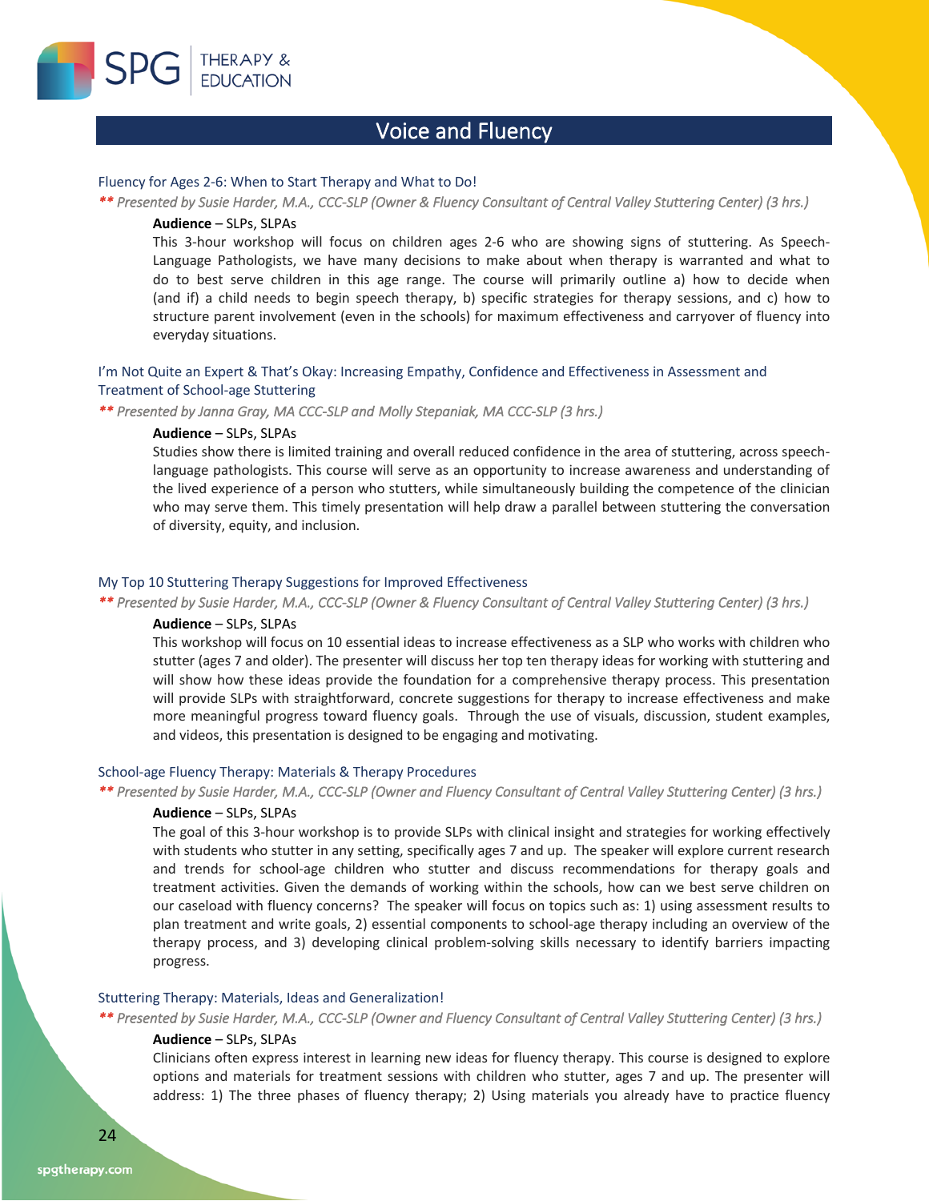## Voice and Fluency

### Fluency for Ages 2-6: When to Start Therapy and What to Do!

*** Presented by Susie Harder, M.A., CCC-SLP (Owner & Fluency Consultant of Central Valley Stuttering Center) (3 hrs.)*

**Audience** – SLPs, SLPAs

This 3-hour workshop will focus on children ages 2-6 who are showing signs of stuttering. As Speech-Language Pathologists, we have many decisions to make about when therapy is warranted and what to do to best serve children in this age range. The course will primarily outline a) how to decide when (and if) a child needs to begin speech therapy, b) specific strategies for therapy sessions, and c) how to structure parent involvement (even in the schools) for maximum effectiveness and carryover of fluency into everyday situations.

### I'm Not Quite an Expert & That's Okay: Increasing Empathy, Confidence and Effectiveness in Assessment and Treatment of School-age Stuttering

*** Presented by Janna Gray, MA CCC-SLP and Molly Stepaniak, MA CCC-SLP (3 hrs.)*

**Audience** – SLPs, SLPAs

Studies show there is limited training and overall reduced confidence in the area of stuttering, across speech-language pathologists. This course will serve as an opportunity to increase awareness and understanding of the lived experience of a person who stutters, while simultaneously building the competence of the clinician who may serve them. This timely presentation will help draw a parallel between stuttering the conversation of diversity, equity, and inclusion.

### My Top 10 Stuttering Therapy Suggestions for Improved Effectiveness

*** Presented by Susie Harder, M.A., CCC-SLP (Owner & Fluency Consultant of Central Valley Stuttering Center) (3 hrs.)*

**Audience** – SLPs, SLPAs

This workshop will focus on 10 essential ideas to increase effectiveness as a SLP who works with children who stutter (ages 7 and older). The presenter will discuss her top ten therapy ideas for working with stuttering and will show how these ideas provide the foundation for a comprehensive therapy process. This presentation will provide SLPs with straightforward, concrete suggestions for therapy to increase effectiveness and make more meaningful progress toward fluency goals. Through the use of visuals, discussion, student examples, and videos, this presentation is designed to be engaging and motivating.

### School-age Fluency Therapy: Materials & Therapy Procedures

*** Presented by Susie Harder, M.A., CCC-SLP (Owner and Fluency Consultant of Central Valley Stuttering Center) (3 hrs.)*

**Audience** – SLPs, SLPAs

The goal of this 3-hour workshop is to provide SLPs with clinical insight and strategies for working effectively with students who stutter in any setting, specifically ages 7 and up. The speaker will explore current research and trends for school-age children who stutter and discuss recommendations for therapy goals and treatment activities. Given the demands of working within the schools, how can we best serve children on our caseload with fluency concerns? The speaker will focus on topics such as: 1) using assessment results to plan treatment and write goals, 2) essential components to school-age therapy including an overview of the therapy process, and 3) developing clinical problem-solving skills necessary to identify barriers impacting progress.

### Stuttering Therapy: Materials, Ideas and Generalization!

*** Presented by Susie Harder, M.A., CCC-SLP (Owner and Fluency Consultant of Central Valley Stuttering Center) (3 hrs.)*

**Audience** – SLPs, SLPAs

Clinicians often express interest in learning new ideas for fluency therapy. This course is designed to explore options and materials for treatment sessions with children who stutter, ages 7 and up. The presenter will address: 1) The three phases of fluency therapy; 2) Using materials you already have to practice fluency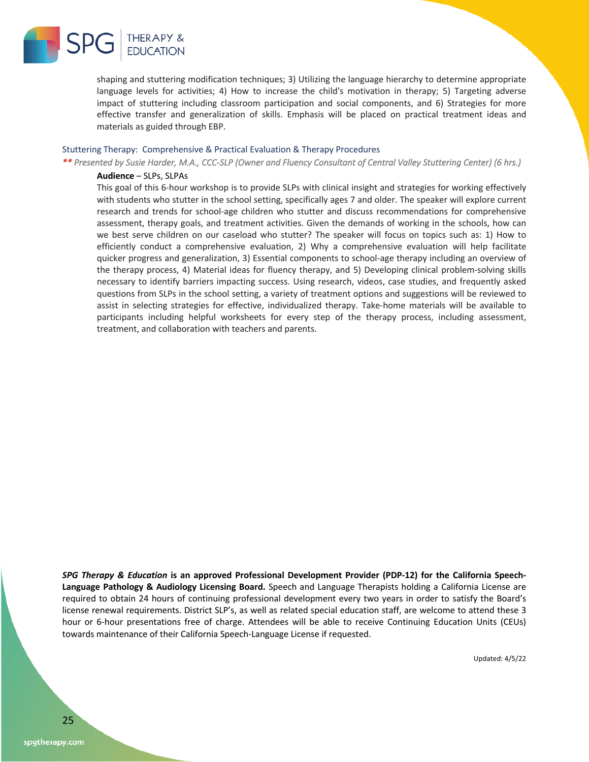shaping and stuttering modification techniques; 3) Utilizing the language hierarchy to determine appropriate language levels for activities; 4) How to increase the child's motivation in therapy; 5) Targeting adverse impact of stuttering including classroom participation and social components, and 6) Strategies for more effective transfer and generalization of skills. Emphasis will be placed on practical treatment ideas and materials as guided through EBP.

### Stuttering Therapy: Comprehensive & Practical Evaluation & Therapy Procedures

*** Presented by Susie Harder, M.A., CCC-SLP (Owner and Fluency Consultant of Central Valley Stuttering Center) (6 hrs.)*

**Audience** – SLPs, SLPAs

This goal of this 6-hour workshop is to provide SLPs with clinical insight and strategies for working effectively with students who stutter in the school setting, specifically ages 7 and older. The speaker will explore current research and trends for school-age children who stutter and discuss recommendations for comprehensive assessment, therapy goals, and treatment activities. Given the demands of working in the schools, how can we best serve children on our caseload who stutter? The speaker will focus on topics such as: 1) How to efficiently conduct a comprehensive evaluation, 2) Why a comprehensive evaluation will help facilitate quicker progress and generalization, 3) Essential components to school-age therapy including an overview of the therapy process, 4) Material ideas for fluency therapy, and 5) Developing clinical problem-solving skills necessary to identify barriers impacting success. Using research, videos, case studies, and frequently asked questions from SLPs in the school setting, a variety of treatment options and suggestions will be reviewed to assist in selecting strategies for effective, individualized therapy. Take-home materials will be available to participants including helpful worksheets for every step of the therapy process, including assessment, treatment, and collaboration with teachers and parents.

***SPG Therapy & Education* is an approved Professional Development Provider (PDP-12) for the California Speech-Language Pathology & Audiology Licensing Board.** Speech and Language Therapists holding a California License are required to obtain 24 hours of continuing professional development every two years in order to satisfy the Board's license renewal requirements. District SLP's, as well as related special education staff, are welcome to attend these 3 hour or 6-hour presentations free of charge. Attendees will be able to receive Continuing Education Units (CEUs) towards maintenance of their California Speech-Language License if requested.

Updated: 4/5/22